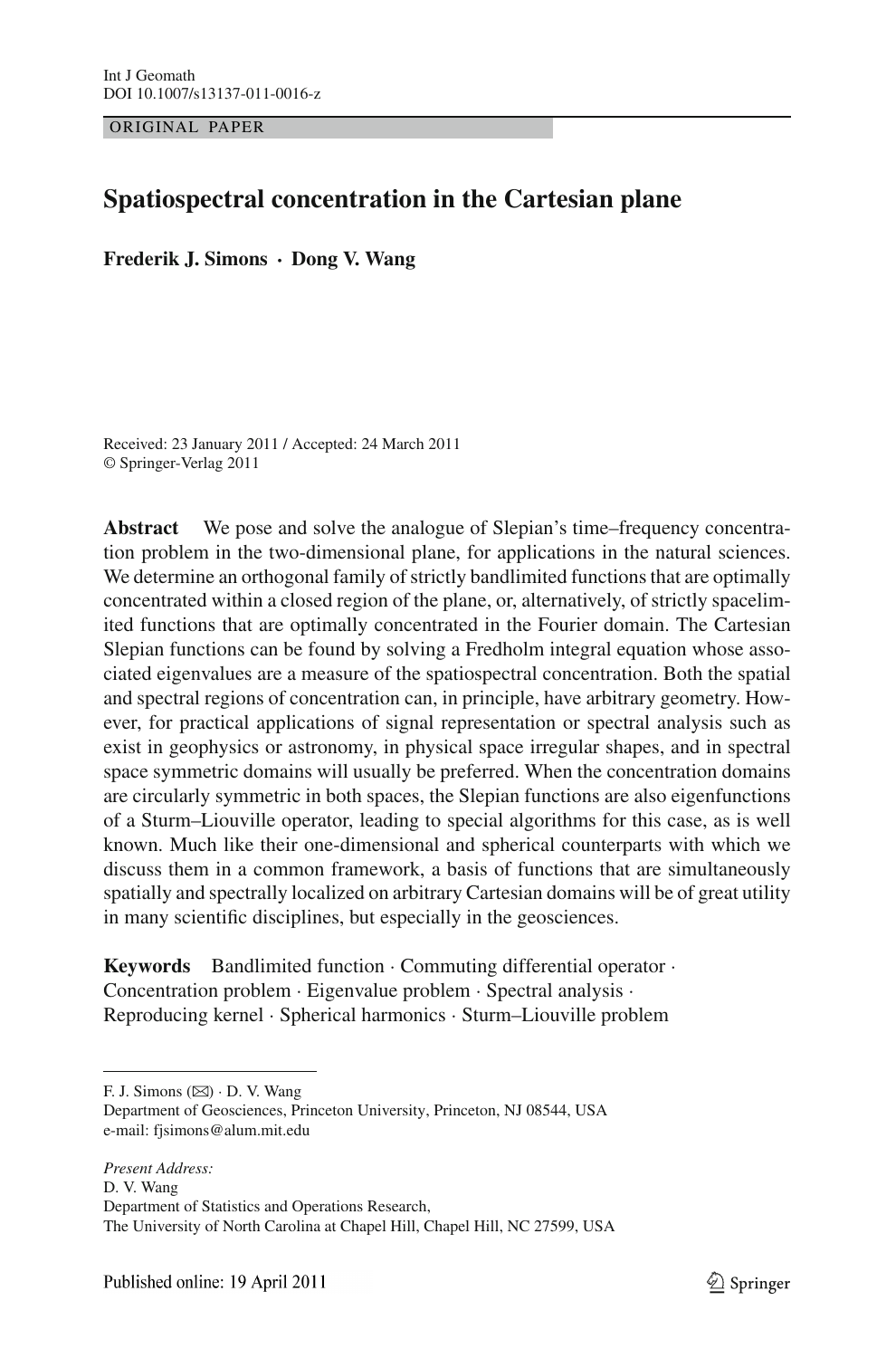ORIGINAL PAPER

# Spatiospectral concentration in the Cartesian plane

**Frederik J. Simons · Dong V. Wang**

Received: 23 January 2011 / Accepted: 24 March 2011
© Springer-Verlag 2011

**Abstract** We pose and solve the analogue of Slepian's time–frequency concentration problem in the two-dimensional plane, for applications in the natural sciences. We determine an orthogonal family of strictly bandlimited functions that are optimally concentrated within a closed region of the plane, or, alternatively, of strictly spacelimited functions that are optimally concentrated in the Fourier domain. The Cartesian Slepian functions can be found by solving a Fredholm integral equation whose associated eigenvalues are a measure of the spatiospectral concentration. Both the spatial and spectral regions of concentration can, in principle, have arbitrary geometry. However, for practical applications of signal representation or spectral analysis such as exist in geophysics or astronomy, in physical space irregular shapes, and in spectral space symmetric domains will usually be preferred. When the concentration domains are circularly symmetric in both spaces, the Slepian functions are also eigenfunctions of a Sturm–Liouville operator, leading to special algorithms for this case, as is well known. Much like their one-dimensional and spherical counterparts with which we discuss them in a common framework, a basis of functions that are simultaneously spatially and spectrally localized on arbitrary Cartesian domains will be of great utility in many scientific disciplines, but especially in the geosciences.

**Keywords** Bandlimited function · Commuting differential operator · Concentration problem · Eigenvalue problem · Spectral analysis · Reproducing kernel · Spherical harmonics · Sturm–Liouville problem

---

F. J. Simons (✉) · D. V. Wang
Department of Geosciences, Princeton University, Princeton, NJ 08544, USA
e-mail: fjsimons@alum.mit.edu

*Present Address:*
D. V. Wang
Department of Statistics and Operations Research,
The University of North Carolina at Chapel Hill, Chapel Hill, NC 27599, USA

Published online: 19 April 2011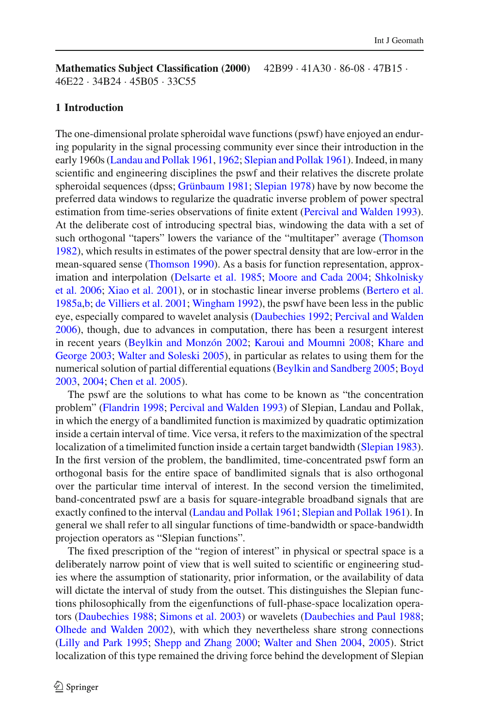**Mathematics Subject Classification (2000)** 42B99 · 41A30 · 86-08 · 47B15 · 46E22 · 34B24 · 45B05 · 33C55

## 1 Introduction

The one-dimensional prolate spheroidal wave functions (pswf) have enjoyed an enduring popularity in the signal processing community ever since their introduction in the early 1960s (Landau and Pollak 1961, 1962; Slepian and Pollak 1961). Indeed, in many scientific and engineering disciplines the pswf and their relatives the discrete prolate spheroidal sequences (dpss; Grünbaum 1981; Slepian 1978) have by now become the preferred data windows to regularize the quadratic inverse problem of power spectral estimation from time-series observations of finite extent (Percival and Walden 1993). At the deliberate cost of introducing spectral bias, windowing the data with a set of such orthogonal "tapers" lowers the variance of the "multitaper" average (Thomson 1982), which results in estimates of the power spectral density that are low-error in the mean-squared sense (Thomson 1990). As a basis for function representation, approximation and interpolation (Delsarte et al. 1985; Moore and Cada 2004; Shkolnisky et al. 2006; Xiao et al. 2001), or in stochastic linear inverse problems (Bertero et al. 1985a,b; de Villiers et al. 2001; Wingham 1992), the pswf have been less in the public eye, especially compared to wavelet analysis (Daubechies 1992; Percival and Walden 2006), though, due to advances in computation, there has been a resurgent interest in recent years (Beylkin and Monzón 2002; Karoui and Moumni 2008; Khare and George 2003; Walter and Soleski 2005), in particular as relates to using them for the numerical solution of partial differential equations (Beylkin and Sandberg 2005; Boyd 2003, 2004; Chen et al. 2005).

The pswf are the solutions to what has come to be known as "the concentration problem" (Flandrin 1998; Percival and Walden 1993) of Slepian, Landau and Pollak, in which the energy of a bandlimited function is maximized by quadratic optimization inside a certain interval of time. Vice versa, it refers to the maximization of the spectral localization of a timelimited function inside a certain target bandwidth (Slepian 1983). In the first version of the problem, the bandlimited, time-concentrated pswf form an orthogonal basis for the entire space of bandlimited signals that is also orthogonal over the particular time interval of interest. In the second version the timelimited, band-concentrated pswf are a basis for square-integrable broadband signals that are exactly confined to the interval (Landau and Pollak 1961; Slepian and Pollak 1961). In general we shall refer to all singular functions of time-bandwidth or space-bandwidth projection operators as "Slepian functions".

The fixed prescription of the "region of interest" in physical or spectral space is a deliberately narrow point of view that is well suited to scientific or engineering studies where the assumption of stationarity, prior information, or the availability of data will dictate the interval of study from the outset. This distinguishes the Slepian functions philosophically from the eigenfunctions of full-phase-space localization operators (Daubechies 1988; Simons et al. 2003) or wavelets (Daubechies and Paul 1988; Olhede and Walden 2002), with which they nevertheless share strong connections (Lilly and Park 1995; Shepp and Zhang 2000; Walter and Shen 2004, 2005). Strict localization of this type remained the driving force behind the development of Slepian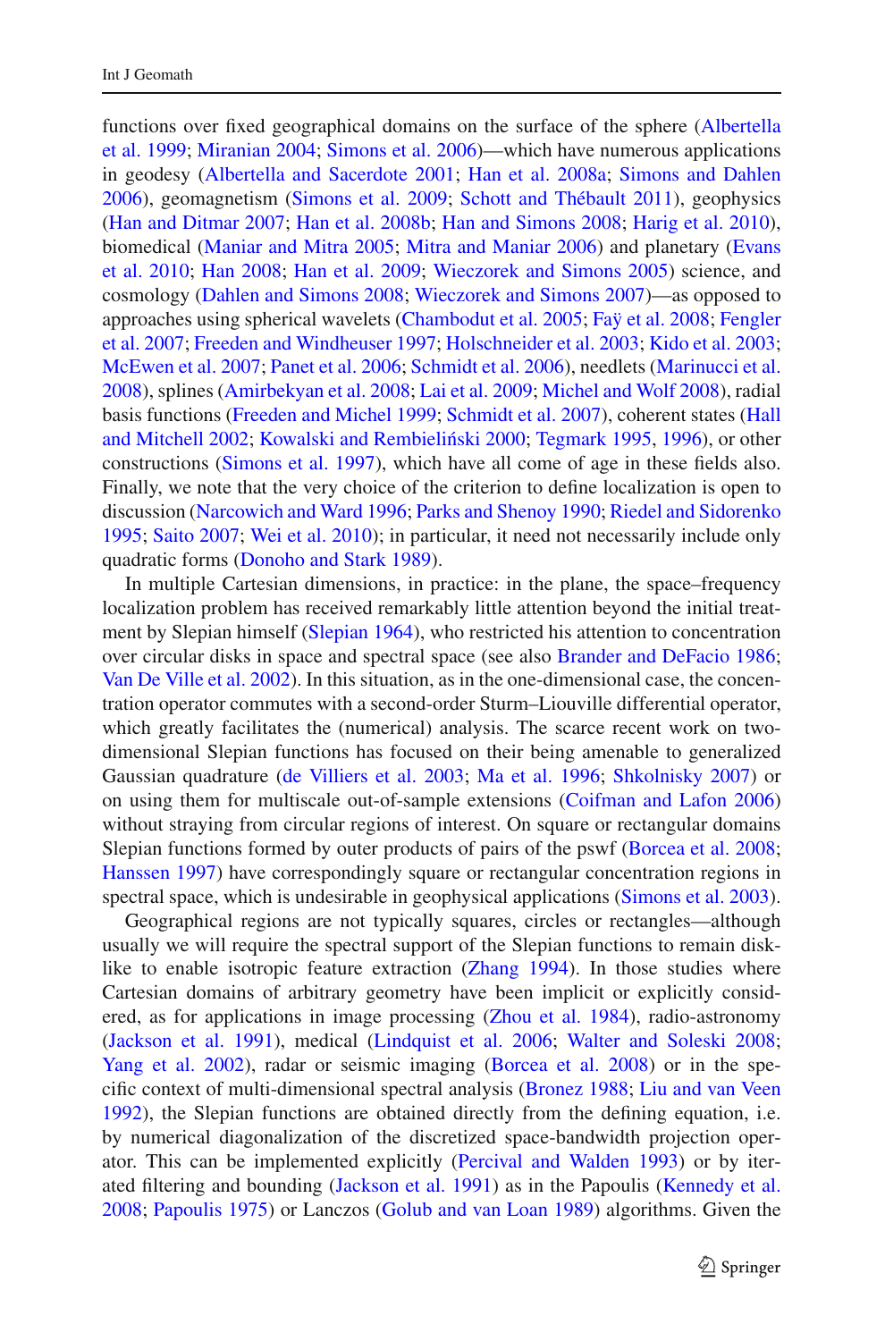functions over fixed geographical domains on the surface of the sphere (Albertella et al. 1999; Miranian 2004; Simons et al. 2006)—which have numerous applications in geodesy (Albertella and Sacerdote 2001; Han et al. 2008a; Simons and Dahlen 2006), geomagnetism (Simons et al. 2009; Schott and Thébault 2011), geophysics (Han and Ditmar 2007; Han et al. 2008b; Han and Simons 2008; Harig et al. 2010), biomedical (Maniar and Mitra 2005; Mitra and Maniar 2006) and planetary (Evans et al. 2010; Han 2008; Han et al. 2009; Wieczorek and Simons 2005) science, and cosmology (Dahlen and Simons 2008; Wieczorek and Simons 2007)—as opposed to approaches using spherical wavelets (Chambodut et al. 2005; Faÿ et al. 2008; Fengler et al. 2007; Freeden and Windheuser 1997; Holschneider et al. 2003; Kido et al. 2003; McEwen et al. 2007; Panet et al. 2006; Schmidt et al. 2006), needlets (Marinucci et al. 2008), splines (Amirbekyan et al. 2008; Lai et al. 2009; Michel and Wolf 2008), radial basis functions (Freeden and Michel 1999; Schmidt et al. 2007), coherent states (Hall and Mitchell 2002; Kowalski and Rembieliński 2000; Tegmark 1995, 1996), or other constructions (Simons et al. 1997), which have all come of age in these fields also. Finally, we note that the very choice of the criterion to define localization is open to discussion (Narcowich and Ward 1996; Parks and Shenoy 1990; Riedel and Sidorenko 1995; Saito 2007; Wei et al. 2010); in particular, it need not necessarily include only quadratic forms (Donoho and Stark 1989).

In multiple Cartesian dimensions, in practice: in the plane, the space–frequency localization problem has received remarkably little attention beyond the initial treatment by Slepian himself (Slepian 1964), who restricted his attention to concentration over circular disks in space and spectral space (see also Brander and DeFacio 1986; Van De Ville et al. 2002). In this situation, as in the one-dimensional case, the concentration operator commutes with a second-order Sturm–Liouville differential operator, which greatly facilitates the (numerical) analysis. The scarce recent work on two-dimensional Slepian functions has focused on their being amenable to generalized Gaussian quadrature (de Villiers et al. 2003; Ma et al. 1996; Shkolnisky 2007) or on using them for multiscale out-of-sample extensions (Coifman and Lafon 2006) without straying from circular regions of interest. On square or rectangular domains Slepian functions formed by outer products of pairs of the pswf (Borcea et al. 2008; Hanssen 1997) have correspondingly square or rectangular concentration regions in spectral space, which is undesirable in geophysical applications (Simons et al. 2003).

Geographical regions are not typically squares, circles or rectangles—although usually we will require the spectral support of the Slepian functions to remain disk-like to enable isotropic feature extraction (Zhang 1994). In those studies where Cartesian domains of arbitrary geometry have been implicit or explicitly considered, as for applications in image processing (Zhou et al. 1984), radio-astronomy (Jackson et al. 1991), medical (Lindquist et al. 2006; Walter and Soleski 2008; Yang et al. 2002), radar or seismic imaging (Borcea et al. 2008) or in the specific context of multi-dimensional spectral analysis (Bronez 1988; Liu and van Veen 1992), the Slepian functions are obtained directly from the defining equation, i.e. by numerical diagonalization of the discretized space-bandwidth projection operator. This can be implemented explicitly (Percival and Walden 1993) or by iterated filtering and bounding (Jackson et al. 1991) as in the Papoulis (Kennedy et al. 2008; Papoulis 1975) or Lanczos (Golub and van Loan 1989) algorithms. Given the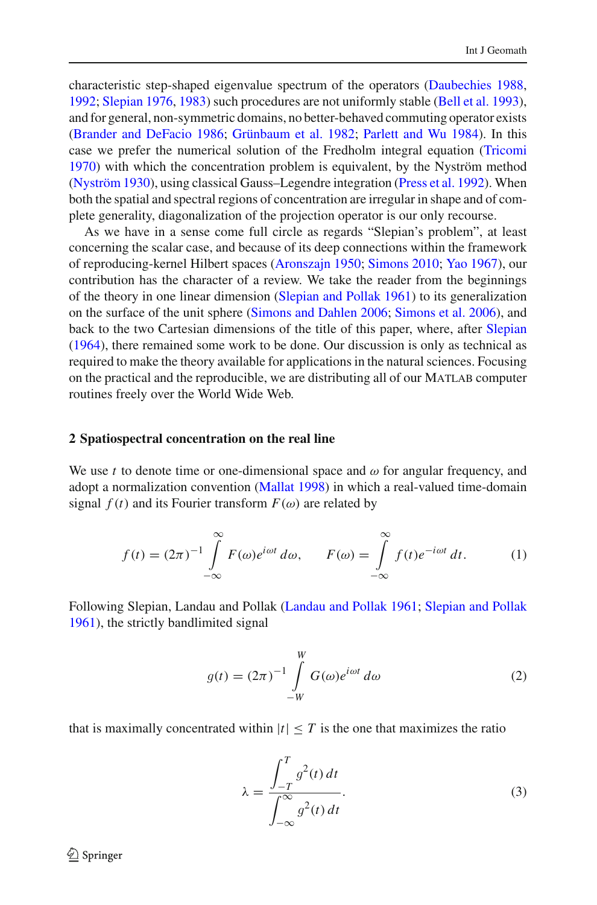characteristic step-shaped eigenvalue spectrum of the operators (Daubechies 1988, 1992; Slepian 1976, 1983) such procedures are not uniformly stable (Bell et al. 1993), and for general, non-symmetric domains, no better-behaved commuting operator exists (Brander and DeFacio 1986; Grünbaum et al. 1982; Parlett and Wu 1984). In this case we prefer the numerical solution of the Fredholm integral equation (Tricomi 1970) with which the concentration problem is equivalent, by the Nyström method (Nyström 1930), using classical Gauss–Legendre integration (Press et al. 1992). When both the spatial and spectral regions of concentration are irregular in shape and of complete generality, diagonalization of the projection operator is our only recourse.

As we have in a sense come full circle as regards "Slepian's problem", at least concerning the scalar case, and because of its deep connections within the framework of reproducing-kernel Hilbert spaces (Aronszajn 1950; Simons 2010; Yao 1967), our contribution has the character of a review. We take the reader from the beginnings of the theory in one linear dimension (Slepian and Pollak 1961) to its generalization on the surface of the unit sphere (Simons and Dahlen 2006; Simons et al. 2006), and back to the two Cartesian dimensions of the title of this paper, where, after Slepian (1964), there remained some work to be done. Our discussion is only as technical as required to make the theory available for applications in the natural sciences. Focusing on the practical and the reproducible, we are distributing all of our MATLAB computer routines freely over the World Wide Web.

## 2 Spatiospectral concentration on the real line

We use $t$ to denote time or one-dimensional space and $\omega$ for angular frequency, and adopt a normalization convention (Mallat 1998) in which a real-valued time-domain signal $f(t)$ and its Fourier transform $F(\omega)$ are related by

$$f(t) = (2\pi)^{-1} \int_{-\infty}^{\infty} F(\omega) e^{i\omega t}\, d\omega, \qquad F(\omega) = \int_{-\infty}^{\infty} f(t) e^{-i\omega t}\, dt. \tag{1}$$

Following Slepian, Landau and Pollak (Landau and Pollak 1961; Slepian and Pollak 1961), the strictly bandlimited signal

$$g(t) = (2\pi)^{-1} \int_{-W}^{W} G(\omega) e^{i\omega t}\, d\omega \tag{2}$$

that is maximally concentrated within $|t| \le T$ is the one that maximizes the ratio

$$\lambda = \frac{\displaystyle\int_{-T}^{T} g^2(t)\, dt}{\displaystyle\int_{-\infty}^{\infty} g^2(t)\, dt}. \tag{3}$$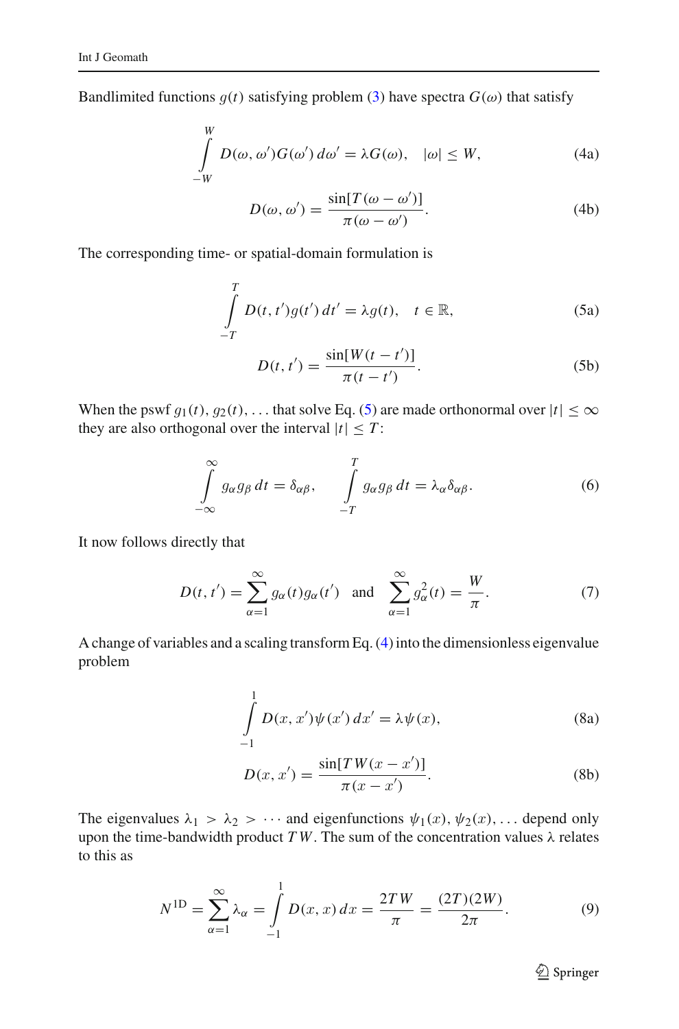Bandlimited functions $g(t)$ satisfying problem (3) have spectra $G(\omega)$ that satisfy

$$\int_{-W}^{W} D(\omega, \omega') G(\omega') \, d\omega' = \lambda G(\omega), \quad |\omega| \leq W, \tag{4a}$$

$$D(\omega, \omega') = \frac{\sin[T(\omega - \omega')]}{\pi(\omega - \omega')}. \tag{4b}$$

The corresponding time- or spatial-domain formulation is

$$\int_{-T}^{T} D(t, t') g(t') \, dt' = \lambda g(t), \quad t \in \mathbb{R}, \tag{5a}$$

$$D(t, t') = \frac{\sin[W(t - t')]}{\pi(t - t')}. \tag{5b}$$

When the pswf $g_1(t), g_2(t), \ldots$ that solve Eq. (5) are made orthonormal over $|t| \leq \infty$ they are also orthogonal over the interval $|t| \leq T$:

$$\int_{-\infty}^{\infty} g_\alpha g_\beta \, dt = \delta_{\alpha\beta}, \qquad \int_{-T}^{T} g_\alpha g_\beta \, dt = \lambda_\alpha \delta_{\alpha\beta}. \tag{6}$$

It now follows directly that

$$D(t, t') = \sum_{\alpha=1}^{\infty} g_\alpha(t) g_\alpha(t') \quad \text{and} \quad \sum_{\alpha=1}^{\infty} g_\alpha^2(t) = \frac{W}{\pi}. \tag{7}$$

A change of variables and a scaling transform Eq. (4) into the dimensionless eigenvalue problem

$$\int_{-1}^{1} D(x, x') \psi(x') \, dx' = \lambda \psi(x), \tag{8a}$$

$$D(x, x') = \frac{\sin[TW(x - x')]}{\pi(x - x')}. \tag{8b}$$

The eigenvalues $\lambda_1 > \lambda_2 > \cdots$ and eigenfunctions $\psi_1(x), \psi_2(x), \ldots$ depend only upon the time-bandwidth product $TW$. The sum of the concentration values $\lambda$ relates to this as

$$N^{1\mathrm{D}} = \sum_{\alpha=1}^{\infty} \lambda_\alpha = \int_{-1}^{1} D(x, x) \, dx = \frac{2TW}{\pi} = \frac{(2T)(2W)}{2\pi}. \tag{9}$$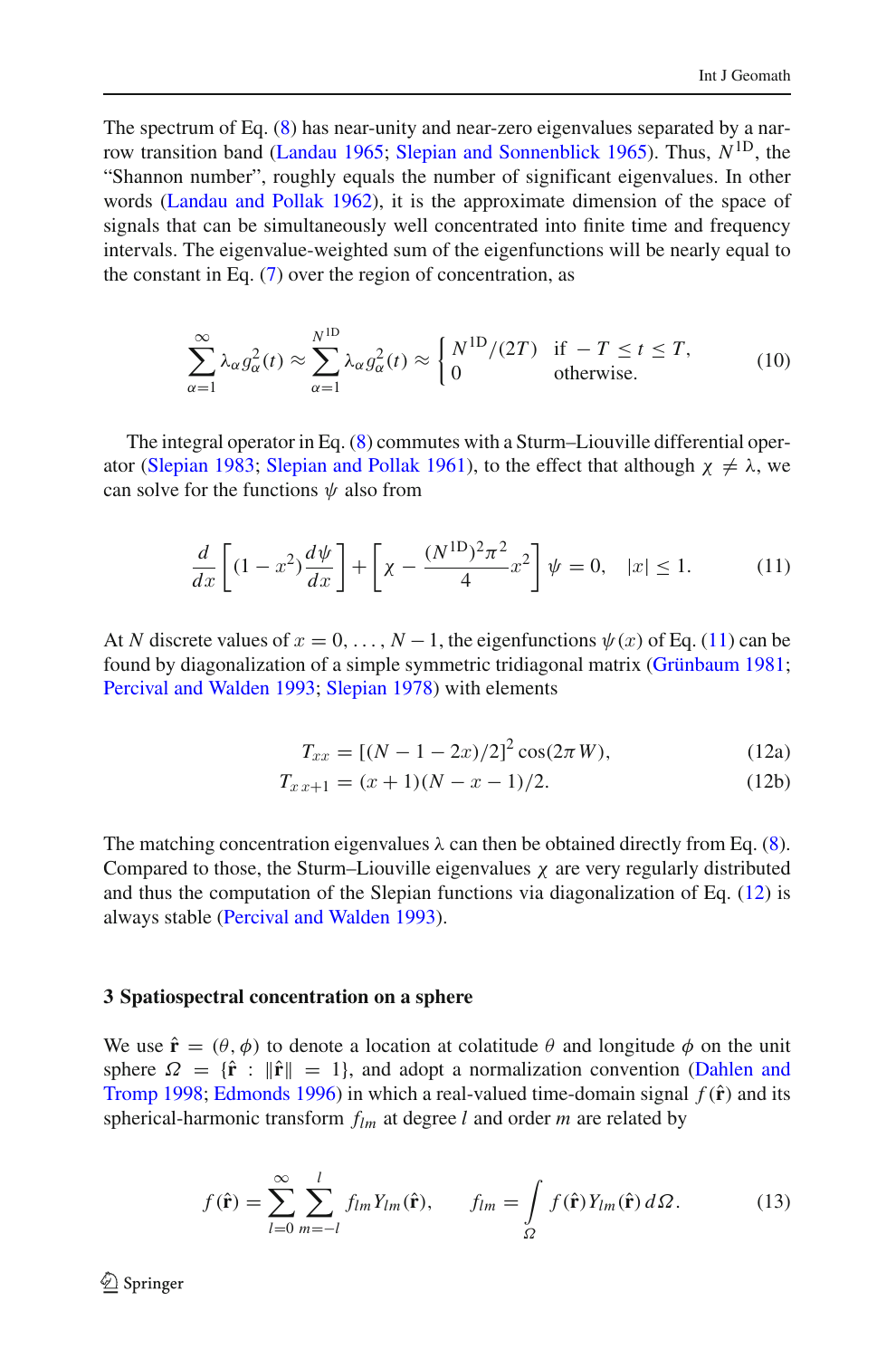The spectrum of Eq. (8) has near-unity and near-zero eigenvalues separated by a narrow transition band (Landau 1965; Slepian and Sonnenblick 1965). Thus, $N^{\mathrm{1D}}$, the "Shannon number", roughly equals the number of significant eigenvalues. In other words (Landau and Pollak 1962), it is the approximate dimension of the space of signals that can be simultaneously well concentrated into finite time and frequency intervals. The eigenvalue-weighted sum of the eigenfunctions will be nearly equal to the constant in Eq. (7) over the region of concentration, as

$$\sum_{\alpha=1}^{\infty} \lambda_\alpha g_\alpha^2(t) \approx \sum_{\alpha=1}^{N^{\mathrm{1D}}} \lambda_\alpha g_\alpha^2(t) \approx \begin{cases} N^{\mathrm{1D}}/(2T) & \text{if } -T \le t \le T, \\ 0 & \text{otherwise.} \end{cases} \tag{10}$$

The integral operator in Eq. (8) commutes with a Sturm–Liouville differential operator (Slepian 1983; Slepian and Pollak 1961), to the effect that although $\chi \neq \lambda$, we can solve for the functions $\psi$ also from

$$\frac{d}{dx}\left[(1-x^2)\frac{d\psi}{dx}\right] + \left[\chi - \frac{(N^{\mathrm{1D}})^2\pi^2}{4}x^2\right]\psi = 0, \quad |x| \le 1. \tag{11}$$

At $N$ discrete values of $x = 0, \ldots, N-1$, the eigenfunctions $\psi(x)$ of Eq. (11) can be found by diagonalization of a simple symmetric tridiagonal matrix (Grünbaum 1981; Percival and Walden 1993; Slepian 1978) with elements

$$T_{xx} = [(N-1-2x)/2]^2 \cos(2\pi W), \tag{12a}$$

$$T_{x\,x+1} = (x+1)(N-x-1)/2. \tag{12b}$$

The matching concentration eigenvalues $\lambda$ can then be obtained directly from Eq. (8). Compared to those, the Sturm–Liouville eigenvalues $\chi$ are very regularly distributed and thus the computation of the Slepian functions via diagonalization of Eq. (12) is always stable (Percival and Walden 1993).

## 3 Spatiospectral concentration on a sphere

We use $\hat{\mathbf{r}} = (\theta, \phi)$ to denote a location at colatitude $\theta$ and longitude $\phi$ on the unit sphere $\Omega = \{\hat{\mathbf{r}} : \|\hat{\mathbf{r}}\| = 1\}$, and adopt a normalization convention (Dahlen and Tromp 1998; Edmonds 1996) in which a real-valued time-domain signal $f(\hat{\mathbf{r}})$ and its spherical-harmonic transform $f_{lm}$ at degree $l$ and order $m$ are related by

$$f(\hat{\mathbf{r}}) = \sum_{l=0}^{\infty}\sum_{m=-l}^{l} f_{lm} Y_{lm}(\hat{\mathbf{r}}), \qquad f_{lm} = \int_{\Omega} f(\hat{\mathbf{r}}) Y_{lm}(\hat{\mathbf{r}})\, d\Omega. \tag{13}$$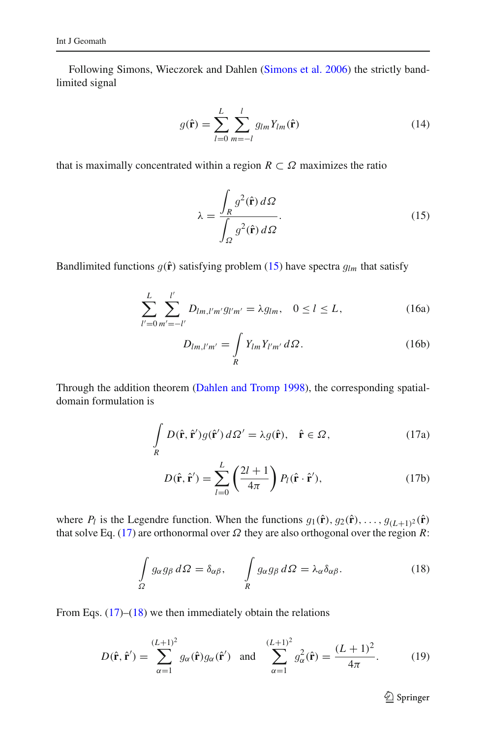Following Simons, Wieczorek and Dahlen (Simons et al. 2006) the strictly bandlimited signal

$$g(\hat{\mathbf{r}}) = \sum_{l=0}^{L} \sum_{m=-l}^{l} g_{lm} Y_{lm}(\hat{\mathbf{r}}) \tag{14}$$

that is maximally concentrated within a region $R \subset \Omega$ maximizes the ratio

$$\lambda = \frac{\displaystyle\int_R g^2(\hat{\mathbf{r}})\, d\Omega}{\displaystyle\int_\Omega g^2(\hat{\mathbf{r}})\, d\Omega}. \tag{15}$$

Bandlimited functions $g(\hat{\mathbf{r}})$ satisfying problem (15) have spectra $g_{lm}$ that satisfy

$$\sum_{l'=0}^{L} \sum_{m'=-l'}^{l'} D_{lm,l'm'} g_{l'm'} = \lambda g_{lm}, \quad 0 \le l \le L, \tag{16a}$$

$$D_{lm,l'm'} = \int_R Y_{lm} Y_{l'm'}\, d\Omega. \tag{16b}$$

Through the addition theorem (Dahlen and Tromp 1998), the corresponding spatial-domain formulation is

$$\int_R D(\hat{\mathbf{r}}, \hat{\mathbf{r}}') g(\hat{\mathbf{r}}')\, d\Omega' = \lambda g(\hat{\mathbf{r}}), \quad \hat{\mathbf{r}} \in \Omega, \tag{17a}$$

$$D(\hat{\mathbf{r}}, \hat{\mathbf{r}}') = \sum_{l=0}^{L} \left(\frac{2l+1}{4\pi}\right) P_l(\hat{\mathbf{r}} \cdot \hat{\mathbf{r}}'), \tag{17b}$$

where $P_l$ is the Legendre function. When the functions $g_1(\hat{\mathbf{r}}), g_2(\hat{\mathbf{r}}), \ldots, g_{(L+1)^2}(\hat{\mathbf{r}})$ that solve Eq. (17) are orthonormal over $\Omega$ they are also orthogonal over the region $R$:

$$\int_\Omega g_\alpha g_\beta\, d\Omega = \delta_{\alpha\beta}, \qquad \int_R g_\alpha g_\beta\, d\Omega = \lambda_\alpha \delta_{\alpha\beta}. \tag{18}$$

From Eqs. (17)–(18) we then immediately obtain the relations

$$D(\hat{\mathbf{r}}, \hat{\mathbf{r}}') = \sum_{\alpha=1}^{(L+1)^2} g_\alpha(\hat{\mathbf{r}}) g_\alpha(\hat{\mathbf{r}}') \quad \text{and} \quad \sum_{\alpha=1}^{(L+1)^2} g_\alpha^2(\hat{\mathbf{r}}) = \frac{(L+1)^2}{4\pi}. \tag{19}$$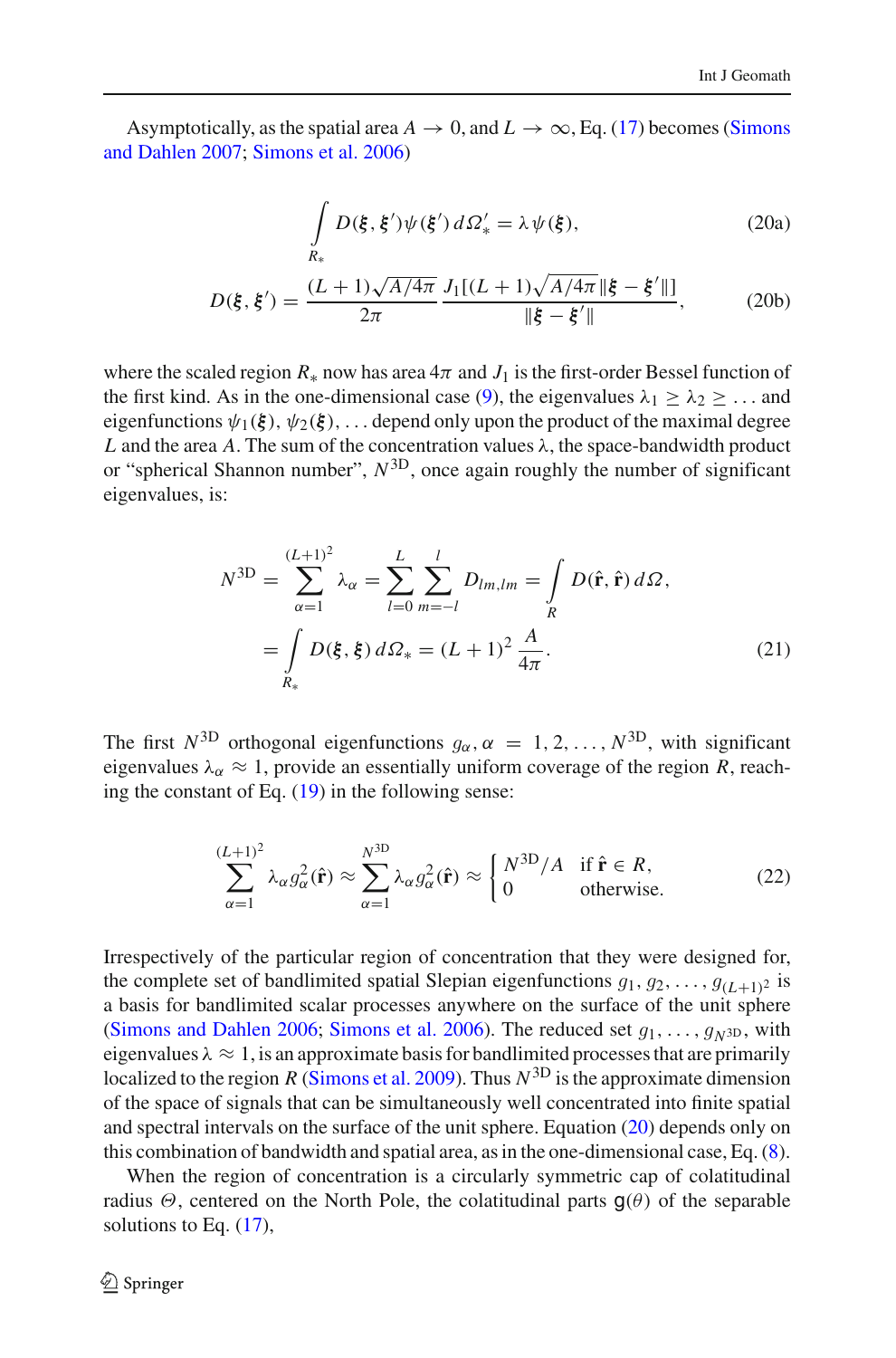Asymptotically, as the spatial area $A \to 0$, and $L \to \infty$, Eq. (17) becomes (Simons and Dahlen 2007; Simons et al. 2006)

$$\int_{R_*} D(\boldsymbol{\xi}, \boldsymbol{\xi}')\psi(\boldsymbol{\xi}')\, d\Omega'_* = \lambda\, \psi(\boldsymbol{\xi}), \tag{20a}$$

$$D(\boldsymbol{\xi}, \boldsymbol{\xi}') = \frac{(L+1)\sqrt{A/4\pi}}{2\pi}\, \frac{J_1[(L+1)\sqrt{A/4\pi}\,\|\boldsymbol{\xi} - \boldsymbol{\xi}'\|]}{\|\boldsymbol{\xi} - \boldsymbol{\xi}'\|}, \tag{20b}$$

where the scaled region $R_*$ now has area $4\pi$ and $J_1$ is the first-order Bessel function of the first kind. As in the one-dimensional case (9), the eigenvalues $\lambda_1 \geq \lambda_2 \geq \ldots$ and eigenfunctions $\psi_1(\boldsymbol{\xi}), \psi_2(\boldsymbol{\xi}), \ldots$ depend only upon the product of the maximal degree $L$ and the area $A$. The sum of the concentration values $\lambda$, the space-bandwidth product or "spherical Shannon number", $N^{\mathrm{3D}}$, once again roughly the number of significant eigenvalues, is:

$$\begin{aligned} N^{\mathrm{3D}} &= \sum_{\alpha=1}^{(L+1)^2} \lambda_\alpha = \sum_{l=0}^{L} \sum_{m=-l}^{l} D_{lm,lm} = \int_R D(\hat{\mathbf{r}}, \hat{\mathbf{r}})\, d\Omega, \\ &= \int_{R_*} D(\boldsymbol{\xi}, \boldsymbol{\xi})\, d\Omega_* = (L+1)^2\, \frac{A}{4\pi}. \end{aligned} \tag{21}$$

The first $N^{\mathrm{3D}}$ orthogonal eigenfunctions $g_\alpha, \alpha = 1, 2, \ldots, N^{\mathrm{3D}}$, with significant eigenvalues $\lambda_\alpha \approx 1$, provide an essentially uniform coverage of the region $R$, reaching the constant of Eq. (19) in the following sense:

$$\sum_{\alpha=1}^{(L+1)^2} \lambda_\alpha g_\alpha^2(\hat{\mathbf{r}}) \approx \sum_{\alpha=1}^{N^{\mathrm{3D}}} \lambda_\alpha g_\alpha^2(\hat{\mathbf{r}}) \approx \begin{cases} N^{\mathrm{3D}}/A & \text{if } \hat{\mathbf{r}} \in R, \\ 0 & \text{otherwise.} \end{cases} \tag{22}$$

Irrespectively of the particular region of concentration that they were designed for, the complete set of bandlimited spatial Slepian eigenfunctions $g_1, g_2, \ldots, g_{(L+1)^2}$ is a basis for bandlimited scalar processes anywhere on the surface of the unit sphere (Simons and Dahlen 2006; Simons et al. 2006). The reduced set $g_1, \ldots, g_{N^{\mathrm{3D}}}$, with eigenvalues $\lambda \approx 1$, is an approximate basis for bandlimited processes that are primarily localized to the region $R$ (Simons et al. 2009). Thus $N^{\mathrm{3D}}$ is the approximate dimension of the space of signals that can be simultaneously well concentrated into finite spatial and spectral intervals on the surface of the unit sphere. Equation (20) depends only on this combination of bandwidth and spatial area, as in the one-dimensional case, Eq. (8).

When the region of concentration is a circularly symmetric cap of colatitudinal radius $\Theta$, centered on the North Pole, the colatitudinal parts $\mathsf{g}(\theta)$ of the separable solutions to Eq. (17),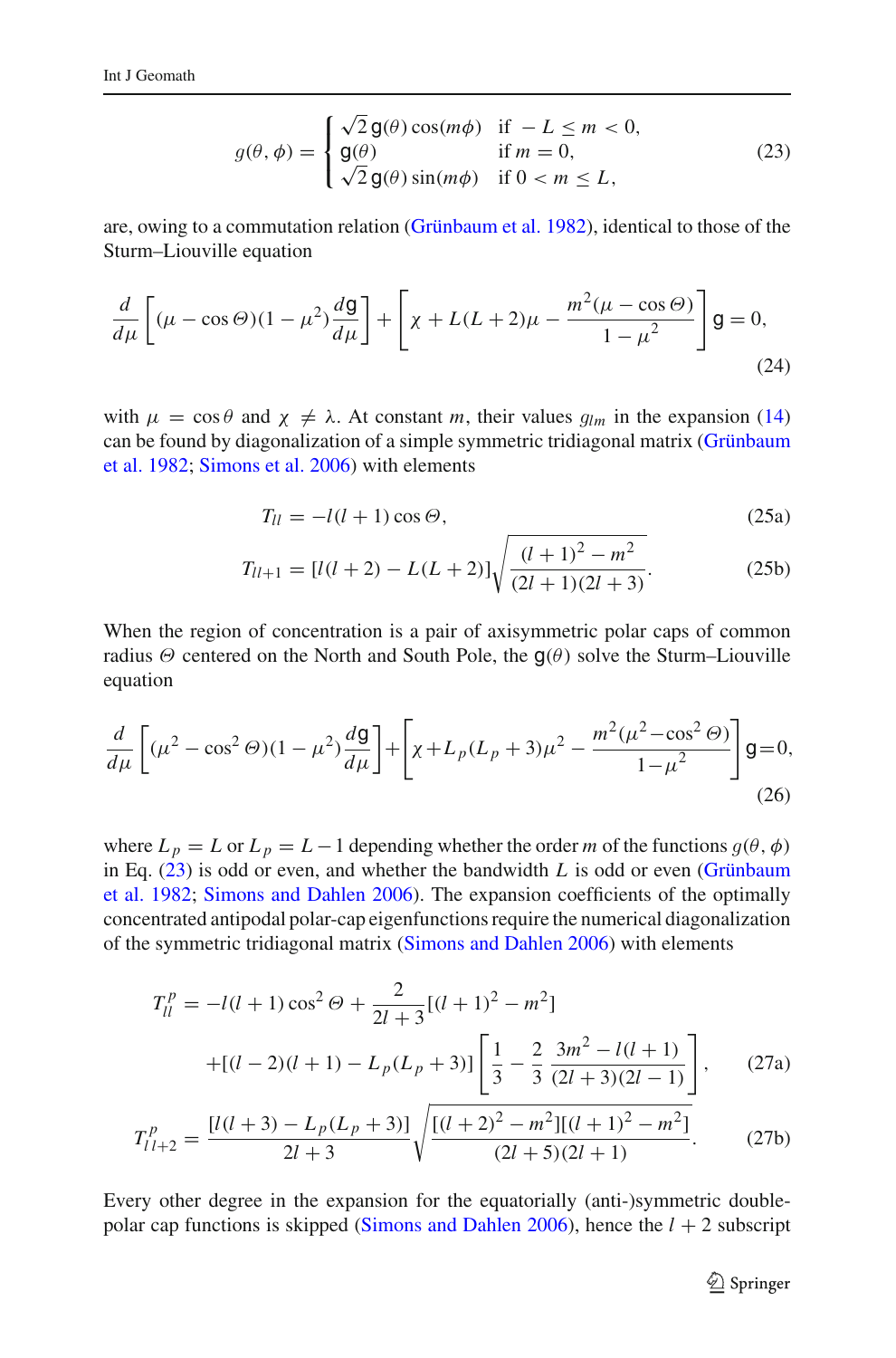$$
g(\theta, \phi) = \begin{cases} \sqrt{2}\, \mathsf{g}(\theta) \cos(m\phi) & \text{if } -L \le m < 0, \\ \mathsf{g}(\theta) & \text{if } m = 0, \\ \sqrt{2}\, \mathsf{g}(\theta) \sin(m\phi) & \text{if } 0 < m \le L, \end{cases} \tag{23}
$$

are, owing to a commutation relation (Grünbaum et al. 1982), identical to those of the Sturm–Liouville equation

$$
\frac{d}{d\mu}\left[(\mu - \cos\Theta)(1-\mu^2)\frac{d\mathsf{g}}{d\mu}\right] + \left[\chi + L(L+2)\mu - \frac{m^2(\mu - \cos\Theta)}{1-\mu^2}\right]\mathsf{g} = 0, \tag{24}
$$

with $\mu = \cos\theta$ and $\chi \neq \lambda$. At constant $m$, their values $g_{lm}$ in the expansion (14) can be found by diagonalization of a simple symmetric tridiagonal matrix (Grünbaum et al. 1982; Simons et al. 2006) with elements

$$
T_{ll} = -l(l+1)\cos\Theta, \tag{25a}
$$

$$
T_{l\,l+1} = [l(l+2) - L(L+2)]\sqrt{\frac{(l+1)^2 - m^2}{(2l+1)(2l+3)}}. \tag{25b}
$$

When the region of concentration is a pair of axisymmetric polar caps of common radius $\Theta$ centered on the North and South Pole, the $\mathsf{g}(\theta)$ solve the Sturm–Liouville equation

$$
\frac{d}{d\mu}\left[(\mu^2 - \cos^2\Theta)(1-\mu^2)\frac{d\mathsf{g}}{d\mu}\right] + \left[\chi + L_p(L_p+3)\mu^2 - \frac{m^2(\mu^2 - \cos^2\Theta)}{1-\mu^2}\right]\mathsf{g} = 0, \tag{26}
$$

where $L_p = L$ or $L_p = L-1$ depending whether the order $m$ of the functions $g(\theta, \phi)$ in Eq. (23) is odd or even, and whether the bandwidth $L$ is odd or even (Grünbaum et al. 1982; Simons and Dahlen 2006). The expansion coefficients of the optimally concentrated antipodal polar-cap eigenfunctions require the numerical diagonalization of the symmetric tridiagonal matrix (Simons and Dahlen 2006) with elements

$$
\begin{aligned}
T^p_{ll} = &-l(l+1)\cos^2\Theta + \frac{2}{2l+3}[(l+1)^2 - m^2] \\
&+ [(l-2)(l+1) - L_p(L_p+3)]\left[\frac{1}{3} - \frac{2}{3}\,\frac{3m^2 - l(l+1)}{(2l+3)(2l-1)}\right],
\end{aligned} \tag{27a}
$$

$$
T^p_{l\,l+2} = \frac{[l(l+3) - L_p(L_p+3)]}{2l+3}\sqrt{\frac{[(l+2)^2 - m^2][(l+1)^2 - m^2]}{(2l+5)(2l+1)}}. \tag{27b}
$$

Every other degree in the expansion for the equatorially (anti-)symmetric double-polar cap functions is skipped (Simons and Dahlen 2006), hence the $l+2$ subscript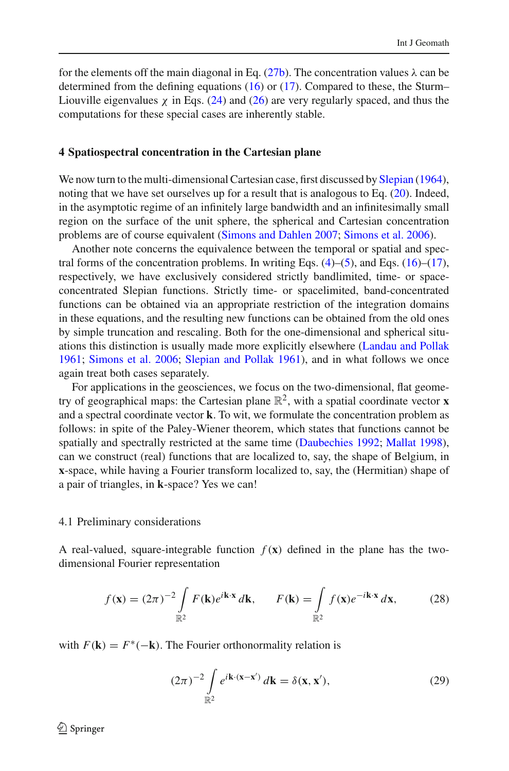for the elements off the main diagonal in Eq. (27b). The concentration values $\lambda$ can be determined from the defining equations (16) or (17). Compared to these, the Sturm–Liouville eigenvalues $\chi$ in Eqs. (24) and (26) are very regularly spaced, and thus the computations for these special cases are inherently stable.

## 4 Spatiospectral concentration in the Cartesian plane

We now turn to the multi-dimensional Cartesian case, first discussed by Slepian (1964), noting that we have set ourselves up for a result that is analogous to Eq. (20). Indeed, in the asymptotic regime of an infinitely large bandwidth and an infinitesimally small region on the surface of the unit sphere, the spherical and Cartesian concentration problems are of course equivalent (Simons and Dahlen 2007; Simons et al. 2006).

Another note concerns the equivalence between the temporal or spatial and spectral forms of the concentration problems. In writing Eqs. (4)–(5), and Eqs. (16)–(17), respectively, we have exclusively considered strictly bandlimited, time- or space-concentrated Slepian functions. Strictly time- or spacelimited, band-concentrated functions can be obtained via an appropriate restriction of the integration domains in these equations, and the resulting new functions can be obtained from the old ones by simple truncation and rescaling. Both for the one-dimensional and spherical situations this distinction is usually made more explicitly elsewhere (Landau and Pollak 1961; Simons et al. 2006; Slepian and Pollak 1961), and in what follows we once again treat both cases separately.

For applications in the geosciences, we focus on the two-dimensional, flat geometry of geographical maps: the Cartesian plane $\mathbb{R}^2$, with a spatial coordinate vector $\mathbf{x}$ and a spectral coordinate vector $\mathbf{k}$. To wit, we formulate the concentration problem as follows: in spite of the Paley-Wiener theorem, which states that functions cannot be spatially and spectrally restricted at the same time (Daubechies 1992; Mallat 1998), can we construct (real) functions that are localized to, say, the shape of Belgium, in $\mathbf{x}$-space, while having a Fourier transform localized to, say, the (Hermitian) shape of a pair of triangles, in $\mathbf{k}$-space? Yes we can!

### 4.1 Preliminary considerations

A real-valued, square-integrable function $f(\mathbf{x})$ defined in the plane has the two-dimensional Fourier representation

$$f(\mathbf{x}) = (2\pi)^{-2} \int\limits_{\mathbb{R}^2} F(\mathbf{k}) e^{i\mathbf{k}\cdot\mathbf{x}}\, d\mathbf{k}, \qquad F(\mathbf{k}) = \int\limits_{\mathbb{R}^2} f(\mathbf{x}) e^{-i\mathbf{k}\cdot\mathbf{x}}\, d\mathbf{x}, \tag{28}$$

with $F(\mathbf{k}) = F^*(-\mathbf{k})$. The Fourier orthonormality relation is

$$(2\pi)^{-2} \int\limits_{\mathbb{R}^2} e^{i\mathbf{k}\cdot(\mathbf{x}-\mathbf{x}')}\, d\mathbf{k} = \delta(\mathbf{x}, \mathbf{x}'), \tag{29}$$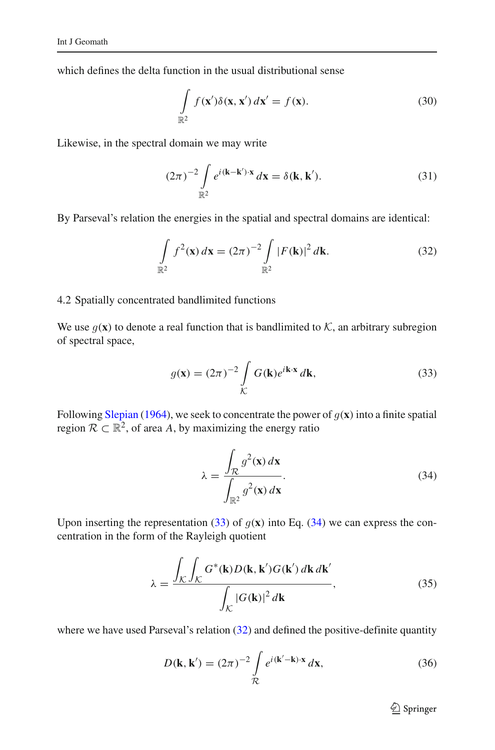which defines the delta function in the usual distributional sense

$$\int_{\mathbb{R}^2} f(\mathbf{x}')\delta(\mathbf{x},\mathbf{x}')\,d\mathbf{x}' = f(\mathbf{x}). \tag{30}$$

Likewise, in the spectral domain we may write

$$(2\pi)^{-2}\int_{\mathbb{R}^2} e^{i(\mathbf{k}-\mathbf{k}')\cdot\mathbf{x}}\,d\mathbf{x} = \delta(\mathbf{k},\mathbf{k}'). \tag{31}$$

By Parseval's relation the energies in the spatial and spectral domains are identical:

$$\int_{\mathbb{R}^2} f^2(\mathbf{x})\,d\mathbf{x} = (2\pi)^{-2}\int_{\mathbb{R}^2} |F(\mathbf{k})|^2\,d\mathbf{k}. \tag{32}$$

### 4.2 Spatially concentrated bandlimited functions

We use $g(\mathbf{x})$ to denote a real function that is bandlimited to $\mathcal{K}$, an arbitrary subregion of spectral space,

$$g(\mathbf{x}) = (2\pi)^{-2}\int_{\mathcal{K}} G(\mathbf{k})e^{i\mathbf{k}\cdot\mathbf{x}}\,d\mathbf{k}, \tag{33}$$

Following Slepian (1964), we seek to concentrate the power of $g(\mathbf{x})$ into a finite spatial region $\mathcal{R} \subset \mathbb{R}^2$, of area $A$, by maximizing the energy ratio

$$\lambda = \frac{\displaystyle\int_{\mathcal{R}} g^2(\mathbf{x})\,d\mathbf{x}}{\displaystyle\int_{\mathbb{R}^2} g^2(\mathbf{x})\,d\mathbf{x}}. \tag{34}$$

Upon inserting the representation (33) of $g(\mathbf{x})$ into Eq. (34) we can express the concentration in the form of the Rayleigh quotient

$$\lambda = \frac{\displaystyle\int_{\mathcal{K}}\int_{\mathcal{K}} G^*(\mathbf{k})D(\mathbf{k},\mathbf{k}')G(\mathbf{k}')\,d\mathbf{k}\,d\mathbf{k}'}{\displaystyle\int_{\mathcal{K}} |G(\mathbf{k})|^2\,d\mathbf{k}}, \tag{35}$$

where we have used Parseval's relation (32) and defined the positive-definite quantity

$$D(\mathbf{k},\mathbf{k}') = (2\pi)^{-2}\int_{\mathcal{R}} e^{i(\mathbf{k}'-\mathbf{k})\cdot\mathbf{x}}\,d\mathbf{x}, \tag{36}$$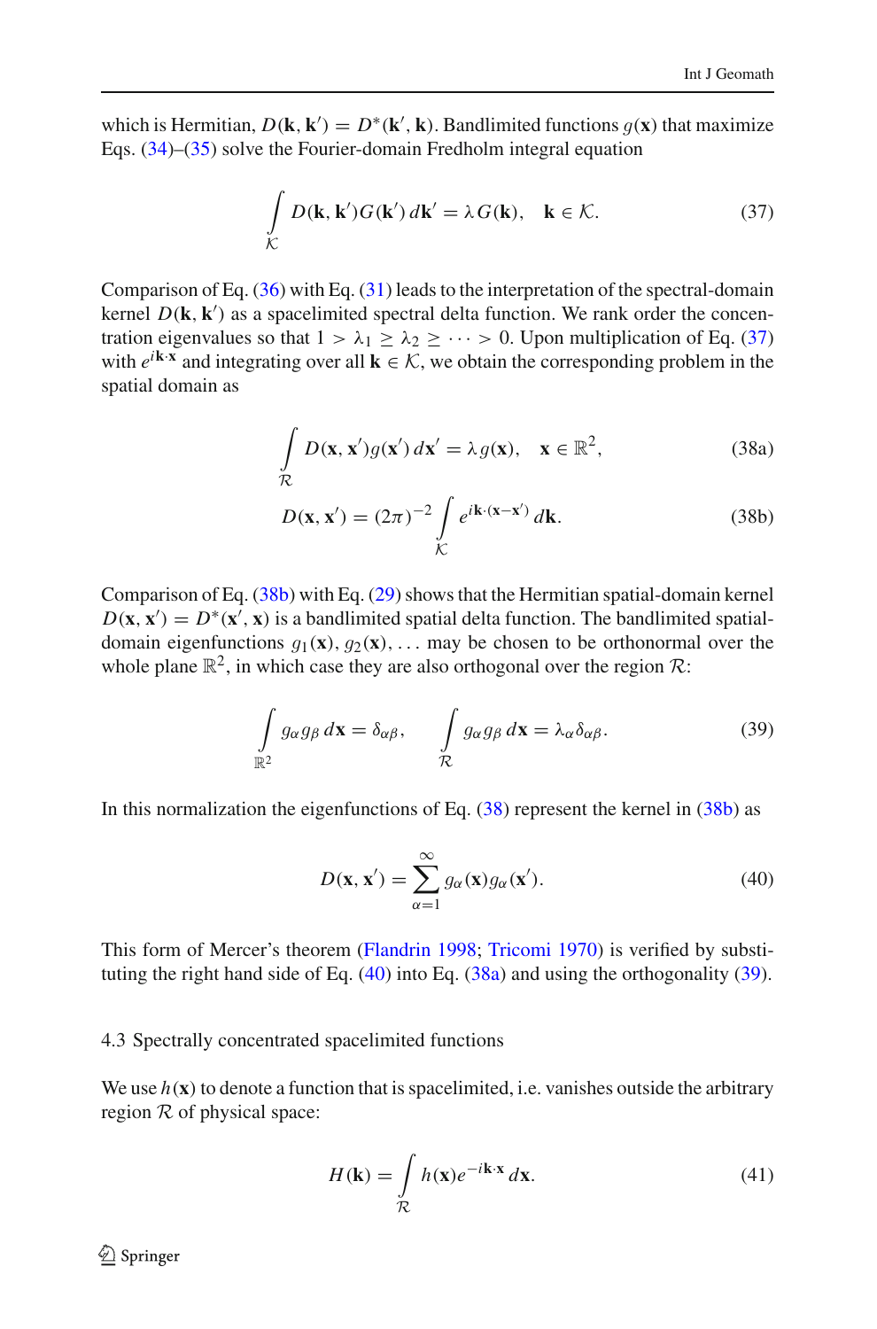which is Hermitian, $D(\mathbf{k}, \mathbf{k}') = D^*(\mathbf{k}', \mathbf{k})$. Bandlimited functions $g(\mathbf{x})$ that maximize Eqs. (34)–(35) solve the Fourier-domain Fredholm integral equation

$$\int_{\mathcal{K}} D(\mathbf{k}, \mathbf{k}') G(\mathbf{k}')\, d\mathbf{k}' = \lambda\, G(\mathbf{k}), \quad \mathbf{k} \in \mathcal{K}. \tag{37}$$

Comparison of Eq. (36) with Eq. (31) leads to the interpretation of the spectral-domain kernel $D(\mathbf{k}, \mathbf{k}')$ as a spacelimited spectral delta function. We rank order the concentration eigenvalues so that $1 > \lambda_1 \geq \lambda_2 \geq \cdots > 0$. Upon multiplication of Eq. (37) with $e^{i\mathbf{k}\cdot\mathbf{x}}$ and integrating over all $\mathbf{k} \in \mathcal{K}$, we obtain the corresponding problem in the spatial domain as

$$\int_{\mathcal{R}} D(\mathbf{x}, \mathbf{x}') g(\mathbf{x}')\, d\mathbf{x}' = \lambda\, g(\mathbf{x}), \quad \mathbf{x} \in \mathbb{R}^2, \tag{38a}$$

$$D(\mathbf{x}, \mathbf{x}') = (2\pi)^{-2} \int_{\mathcal{K}} e^{i\mathbf{k}\cdot(\mathbf{x}-\mathbf{x}')}\, d\mathbf{k}. \tag{38b}$$

Comparison of Eq. (38b) with Eq. (29) shows that the Hermitian spatial-domain kernel $D(\mathbf{x}, \mathbf{x}') = D^*(\mathbf{x}', \mathbf{x})$ is a bandlimited spatial delta function. The bandlimited spatial-domain eigenfunctions $g_1(\mathbf{x}), g_2(\mathbf{x}), \ldots$ may be chosen to be orthonormal over the whole plane $\mathbb{R}^2$, in which case they are also orthogonal over the region $\mathcal{R}$:

$$\int_{\mathbb{R}^2} g_\alpha g_\beta\, d\mathbf{x} = \delta_{\alpha\beta}, \qquad \int_{\mathcal{R}} g_\alpha g_\beta\, d\mathbf{x} = \lambda_\alpha \delta_{\alpha\beta}. \tag{39}$$

In this normalization the eigenfunctions of Eq. (38) represent the kernel in (38b) as

$$D(\mathbf{x}, \mathbf{x}') = \sum_{\alpha=1}^{\infty} g_\alpha(\mathbf{x}) g_\alpha(\mathbf{x}'). \tag{40}$$

This form of Mercer's theorem (Flandrin 1998; Tricomi 1970) is verified by substituting the right hand side of Eq. (40) into Eq. (38a) and using the orthogonality (39).

### 4.3 Spectrally concentrated spacelimited functions

We use $h(\mathbf{x})$ to denote a function that is spacelimited, i.e. vanishes outside the arbitrary region $\mathcal{R}$ of physical space:

$$H(\mathbf{k}) = \int_{\mathcal{R}} h(\mathbf{x}) e^{-i\mathbf{k}\cdot\mathbf{x}}\, d\mathbf{x}. \tag{41}$$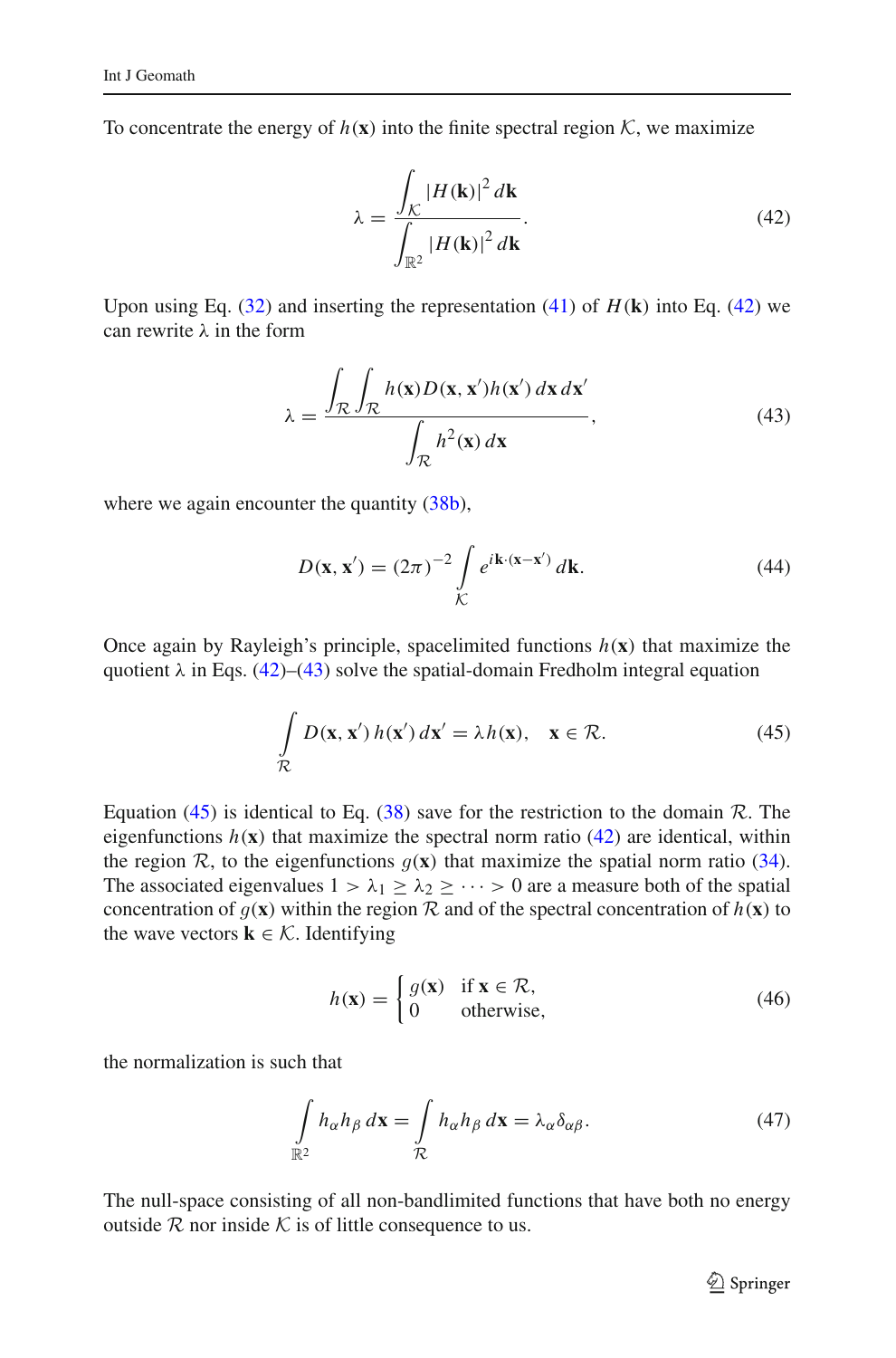To concentrate the energy of $h(\mathbf{x})$ into the finite spectral region $\mathcal{K}$, we maximize

$$\lambda = \frac{\displaystyle\int_{\mathcal{K}} |H(\mathbf{k})|^2 \, d\mathbf{k}}{\displaystyle\int_{\mathbb{R}^2} |H(\mathbf{k})|^2 \, d\mathbf{k}}. \tag{42}$$

Upon using Eq. (32) and inserting the representation (41) of $H(\mathbf{k})$ into Eq. (42) we can rewrite $\lambda$ in the form

$$\lambda = \frac{\displaystyle\int_{\mathcal{R}} \int_{\mathcal{R}} h(\mathbf{x}) D(\mathbf{x}, \mathbf{x}') h(\mathbf{x}') \, d\mathbf{x} \, d\mathbf{x}'}{\displaystyle\int_{\mathcal{R}} h^2(\mathbf{x}) \, d\mathbf{x}}, \tag{43}$$

where we again encounter the quantity (38b),

$$D(\mathbf{x}, \mathbf{x}') = (2\pi)^{-2} \int_{\mathcal{K}} e^{i\mathbf{k}\cdot(\mathbf{x}-\mathbf{x}')} \, d\mathbf{k}. \tag{44}$$

Once again by Rayleigh's principle, spacelimited functions $h(\mathbf{x})$ that maximize the quotient $\lambda$ in Eqs. (42)–(43) solve the spatial-domain Fredholm integral equation

$$\int_{\mathcal{R}} D(\mathbf{x}, \mathbf{x}') \, h(\mathbf{x}') \, d\mathbf{x}' = \lambda h(\mathbf{x}), \quad \mathbf{x} \in \mathcal{R}. \tag{45}$$

Equation (45) is identical to Eq. (38) save for the restriction to the domain $\mathcal{R}$. The eigenfunctions $h(\mathbf{x})$ that maximize the spectral norm ratio (42) are identical, within the region $\mathcal{R}$, to the eigenfunctions $g(\mathbf{x})$ that maximize the spatial norm ratio (34). The associated eigenvalues $1 > \lambda_1 \geq \lambda_2 \geq \cdots > 0$ are a measure both of the spatial concentration of $g(\mathbf{x})$ within the region $\mathcal{R}$ and of the spectral concentration of $h(\mathbf{x})$ to the wave vectors $\mathbf{k} \in \mathcal{K}$. Identifying

$$h(\mathbf{x}) = \begin{cases} g(\mathbf{x}) & \text{if } \mathbf{x} \in \mathcal{R}, \\ 0 & \text{otherwise}, \end{cases} \tag{46}$$

the normalization is such that

$$\int_{\mathbb{R}^2} h_\alpha h_\beta \, d\mathbf{x} = \int_{\mathcal{R}} h_\alpha h_\beta \, d\mathbf{x} = \lambda_\alpha \delta_{\alpha\beta}. \tag{47}$$

The null-space consisting of all non-bandlimited functions that have both no energy outside $\mathcal{R}$ nor inside $\mathcal{K}$ is of little consequence to us.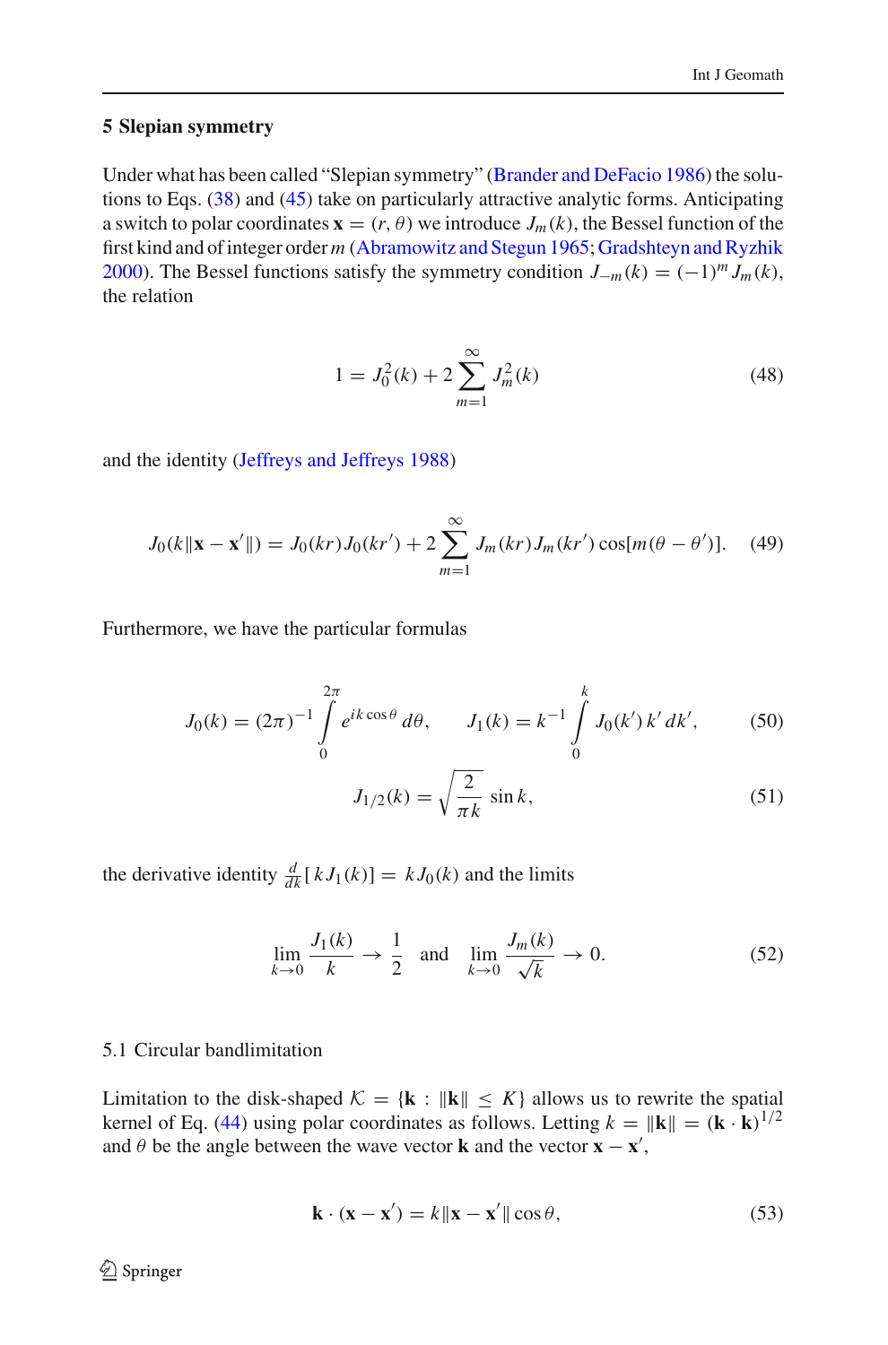## 5 Slepian symmetry

Under what has been called "Slepian symmetry" (Brander and DeFacio 1986) the solutions to Eqs. (38) and (45) take on particularly attractive analytic forms. Anticipating a switch to polar coordinates $\mathbf{x} = (r, \theta)$ we introduce $J_m(k)$, the Bessel function of the first kind and of integer order $m$ (Abramowitz and Stegun 1965; Gradshteyn and Ryzhik 2000). The Bessel functions satisfy the symmetry condition $J_{-m}(k) = (-1)^m J_m(k)$, the relation

$$1 = J_0^2(k) + 2\sum_{m=1}^{\infty} J_m^2(k) \tag{48}$$

and the identity (Jeffreys and Jeffreys 1988)

$$J_0(k\|\mathbf{x}-\mathbf{x}'\|) = J_0(kr)J_0(kr') + 2\sum_{m=1}^{\infty} J_m(kr)J_m(kr')\cos[m(\theta-\theta')]. \tag{49}$$

Furthermore, we have the particular formulas

$$J_0(k) = (2\pi)^{-1}\int_0^{2\pi} e^{ik\cos\theta}\,d\theta, \qquad J_1(k) = k^{-1}\int_0^{k} J_0(k')\,k'\,dk', \tag{50}$$

$$J_{1/2}(k) = \sqrt{\frac{2}{\pi k}}\,\sin k, \tag{51}$$

the derivative identity $\frac{d}{dk}[kJ_1(k)] = kJ_0(k)$ and the limits

$$\lim_{k\to 0}\frac{J_1(k)}{k} \to \frac{1}{2} \quad \text{and} \quad \lim_{k\to 0}\frac{J_m(k)}{\sqrt{k}} \to 0. \tag{52}$$

### 5.1 Circular bandlimitation

Limitation to the disk-shaped $\mathcal{K} = \{\mathbf{k} : \|\mathbf{k}\| \le K\}$ allows us to rewrite the spatial kernel of Eq. (44) using polar coordinates as follows. Letting $k = \|\mathbf{k}\| = (\mathbf{k}\cdot\mathbf{k})^{1/2}$ and $\theta$ be the angle between the wave vector $\mathbf{k}$ and the vector $\mathbf{x}-\mathbf{x}'$,

$$\mathbf{k}\cdot(\mathbf{x}-\mathbf{x}') = k\|\mathbf{x}-\mathbf{x}'\|\cos\theta, \tag{53}$$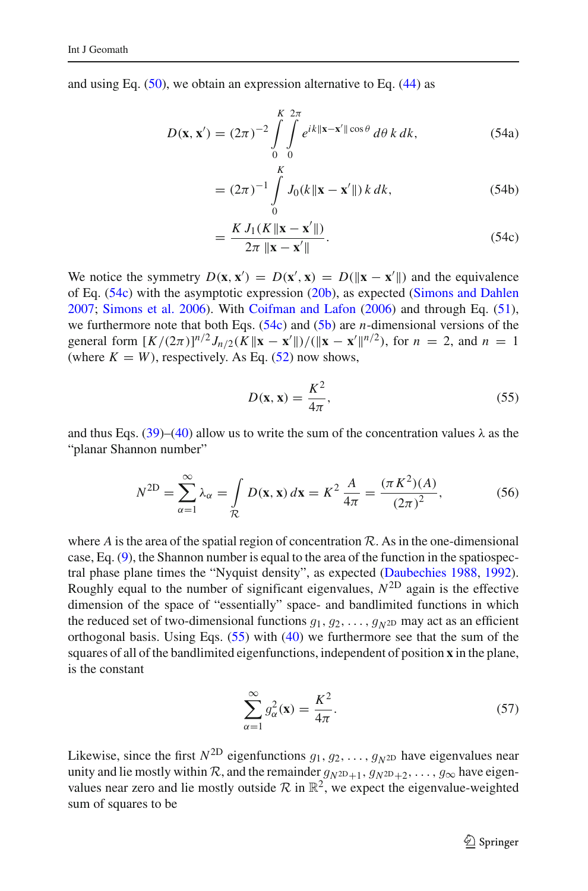and using Eq. (50), we obtain an expression alternative to Eq. (44) as

$$D(\mathbf{x}, \mathbf{x}') = (2\pi)^{-2} \int_0^K \int_0^{2\pi} e^{ik\|\mathbf{x}-\mathbf{x}'\|\cos\theta} \, d\theta \, k \, dk, \tag{54a}$$

$$= (2\pi)^{-1} \int_0^K J_0(k\|\mathbf{x}-\mathbf{x}'\|) \, k \, dk, \tag{54b}$$

$$= \frac{K \, J_1(K\|\mathbf{x}-\mathbf{x}'\|)}{2\pi \, \|\mathbf{x}-\mathbf{x}'\|}. \tag{54c}$$

We notice the symmetry $D(\mathbf{x}, \mathbf{x}') = D(\mathbf{x}', \mathbf{x}) = D(\|\mathbf{x}-\mathbf{x}'\|)$ and the equivalence of Eq. (54c) with the asymptotic expression (20b), as expected (Simons and Dahlen 2007; Simons et al. 2006). With Coifman and Lafon (2006) and through Eq. (51), we furthermore note that both Eqs. (54c) and (5b) are $n$-dimensional versions of the general form $[K/(2\pi)]^{n/2} J_{n/2}(K\|\mathbf{x}-\mathbf{x}'\|)/(\|\mathbf{x}-\mathbf{x}'\|^{n/2})$, for $n = 2$, and $n = 1$ (where $K = W$), respectively. As Eq. (52) now shows,

$$D(\mathbf{x}, \mathbf{x}) = \frac{K^2}{4\pi}, \tag{55}$$

and thus Eqs. (39)–(40) allow us to write the sum of the concentration values $\lambda$ as the "planar Shannon number"

$$N^{\mathrm{2D}} = \sum_{\alpha=1}^{\infty} \lambda_\alpha = \int_{\mathcal{R}} D(\mathbf{x}, \mathbf{x}) \, d\mathbf{x} = K^2 \, \frac{A}{4\pi} = \frac{(\pi K^2)(A)}{(2\pi)^2}, \tag{56}$$

where $A$ is the area of the spatial region of concentration $\mathcal{R}$. As in the one-dimensional case, Eq. (9), the Shannon number is equal to the area of the function in the spatiospectral phase plane times the "Nyquist density", as expected (Daubechies 1988, 1992). Roughly equal to the number of significant eigenvalues, $N^{\mathrm{2D}}$ again is the effective dimension of the space of "essentially" space- and bandlimited functions in which the reduced set of two-dimensional functions $g_1, g_2, \ldots, g_{N^{\mathrm{2D}}}$ may act as an efficient orthogonal basis. Using Eqs. (55) with (40) we furthermore see that the sum of the squares of all of the bandlimited eigenfunctions, independent of position $\mathbf{x}$ in the plane, is the constant

$$\sum_{\alpha=1}^{\infty} g_\alpha^2(\mathbf{x}) = \frac{K^2}{4\pi}. \tag{57}$$

Likewise, since the first $N^{\mathrm{2D}}$ eigenfunctions $g_1, g_2, \ldots, g_{N^{\mathrm{2D}}}$ have eigenvalues near unity and lie mostly within $\mathcal{R}$, and the remainder $g_{N^{\mathrm{2D}}+1}, g_{N^{\mathrm{2D}}+2}, \ldots, g_\infty$ have eigenvalues near zero and lie mostly outside $\mathcal{R}$ in $\mathbb{R}^2$, we expect the eigenvalue-weighted sum of squares to be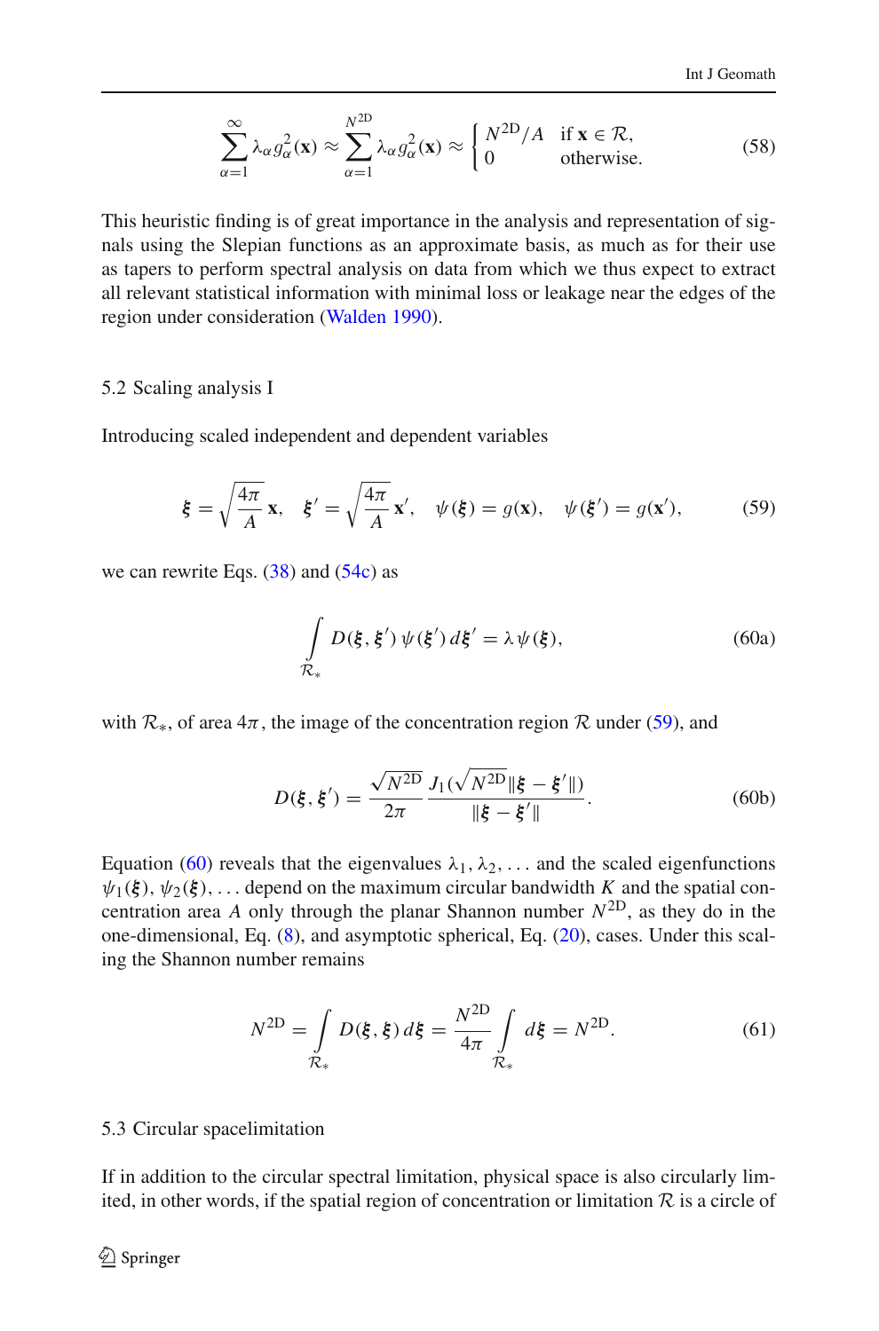$$\sum_{\alpha=1}^{\infty} \lambda_\alpha g_\alpha^2(\mathbf{x}) \approx \sum_{\alpha=1}^{N^{2\mathrm{D}}} \lambda_\alpha g_\alpha^2(\mathbf{x}) \approx \begin{cases} N^{2\mathrm{D}}/A & \text{if } \mathbf{x} \in \mathcal{R}, \\ 0 & \text{otherwise.} \end{cases} \tag{58}$$

This heuristic finding is of great importance in the analysis and representation of signals using the Slepian functions as an approximate basis, as much as for their use as tapers to perform spectral analysis on data from which we thus expect to extract all relevant statistical information with minimal loss or leakage near the edges of the region under consideration (Walden 1990).

### 5.2 Scaling analysis I

Introducing scaled independent and dependent variables

$$\boldsymbol{\xi} = \sqrt{\frac{4\pi}{A}}\,\mathbf{x}, \quad \boldsymbol{\xi}' = \sqrt{\frac{4\pi}{A}}\,\mathbf{x}', \quad \psi(\boldsymbol{\xi}) = g(\mathbf{x}), \quad \psi(\boldsymbol{\xi}') = g(\mathbf{x}'), \tag{59}$$

we can rewrite Eqs. (38) and (54c) as

$$\int\limits_{\mathcal{R}_*} D(\boldsymbol{\xi}, \boldsymbol{\xi}')\, \psi(\boldsymbol{\xi}')\, d\boldsymbol{\xi}' = \lambda\, \psi(\boldsymbol{\xi}), \tag{60a}$$

with $\mathcal{R}_*$, of area $4\pi$, the image of the concentration region $\mathcal{R}$ under (59), and

$$D(\boldsymbol{\xi}, \boldsymbol{\xi}') = \frac{\sqrt{N^{2\mathrm{D}}}}{2\pi}\, \frac{J_1(\sqrt{N^{2\mathrm{D}}}\|\boldsymbol{\xi} - \boldsymbol{\xi}'\|)}{\|\boldsymbol{\xi} - \boldsymbol{\xi}'\|}. \tag{60b}$$

Equation (60) reveals that the eigenvalues $\lambda_1, \lambda_2, \ldots$ and the scaled eigenfunctions $\psi_1(\boldsymbol{\xi}), \psi_2(\boldsymbol{\xi}), \ldots$ depend on the maximum circular bandwidth $K$ and the spatial concentration area $A$ only through the planar Shannon number $N^{2\mathrm{D}}$, as they do in the one-dimensional, Eq. (8), and asymptotic spherical, Eq. (20), cases. Under this scaling the Shannon number remains

$$N^{2\mathrm{D}} = \int\limits_{\mathcal{R}_*} D(\boldsymbol{\xi}, \boldsymbol{\xi})\, d\boldsymbol{\xi} = \frac{N^{2\mathrm{D}}}{4\pi} \int\limits_{\mathcal{R}_*} d\boldsymbol{\xi} = N^{2\mathrm{D}}. \tag{61}$$

### 5.3 Circular spacelimitation

If in addition to the circular spectral limitation, physical space is also circularly limited, in other words, if the spatial region of concentration or limitation $\mathcal{R}$ is a circle of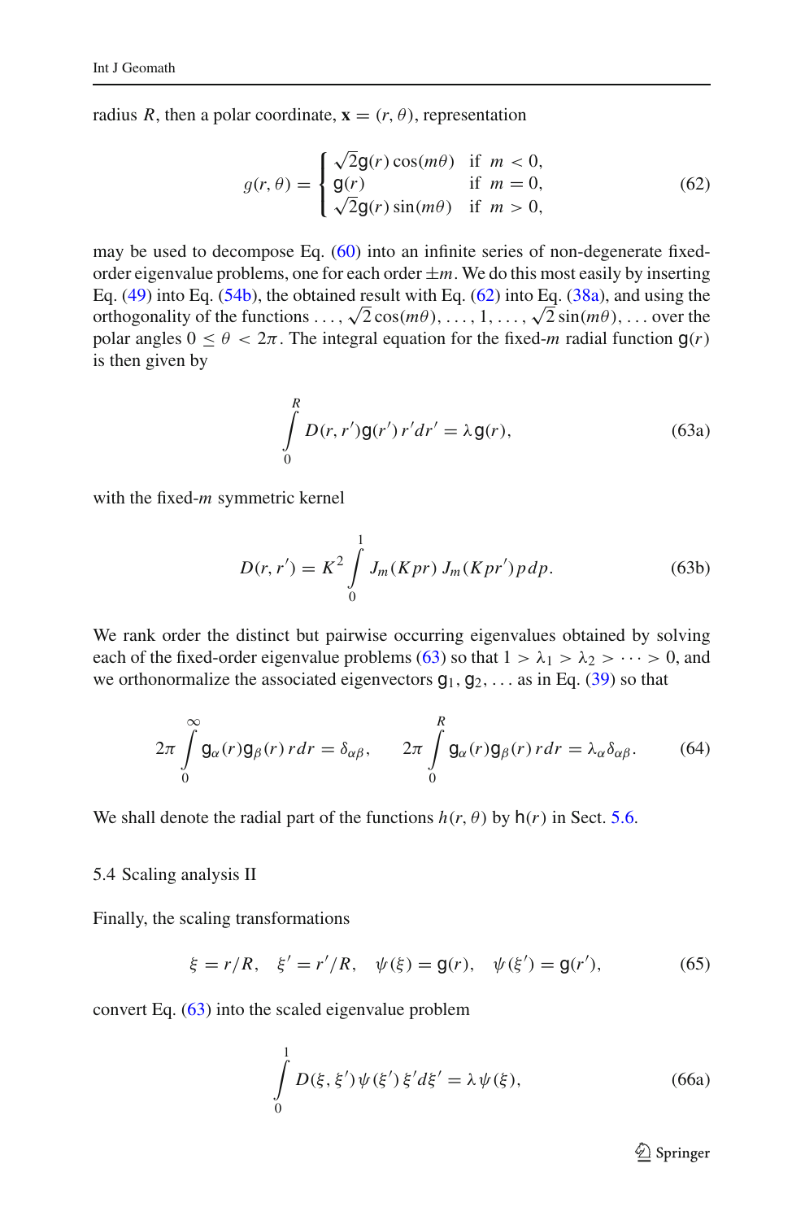radius $R$, then a polar coordinate, $\mathbf{x} = (r, \theta)$, representation

$$g(r, \theta) = \begin{cases} \sqrt{2}\mathsf{g}(r)\cos(m\theta) & \text{if } m < 0, \\ \mathsf{g}(r) & \text{if } m = 0, \\ \sqrt{2}\mathsf{g}(r)\sin(m\theta) & \text{if } m > 0, \end{cases} \tag{62}$$

may be used to decompose Eq. (60) into an infinite series of non-degenerate fixed-order eigenvalue problems, one for each order $\pm m$. We do this most easily by inserting Eq. (49) into Eq. (54b), the obtained result with Eq. (62) into Eq. (38a), and using the orthogonality of the functions $\ldots, \sqrt{2}\cos(m\theta), \ldots, 1, \ldots, \sqrt{2}\sin(m\theta), \ldots$ over the polar angles $0 \leq \theta < 2\pi$. The integral equation for the fixed-$m$ radial function $\mathsf{g}(r)$ is then given by

$$\int_0^R D(r, r')\mathsf{g}(r')\, r'dr' = \lambda\, \mathsf{g}(r), \tag{63a}$$

with the fixed-$m$ symmetric kernel

$$D(r, r') = K^2 \int_0^1 J_m(Kpr)\, J_m(Kpr')\, p\, dp. \tag{63b}$$

We rank order the distinct but pairwise occurring eigenvalues obtained by solving each of the fixed-order eigenvalue problems (63) so that $1 > \lambda_1 > \lambda_2 > \cdots > 0$, and we orthonormalize the associated eigenvectors $\mathsf{g}_1, \mathsf{g}_2, \ldots$ as in Eq. (39) so that

$$2\pi \int_0^\infty \mathsf{g}_\alpha(r)\mathsf{g}_\beta(r)\, r dr = \delta_{\alpha\beta}, \qquad 2\pi \int_0^R \mathsf{g}_\alpha(r)\mathsf{g}_\beta(r)\, r dr = \lambda_\alpha \delta_{\alpha\beta}. \tag{64}$$

We shall denote the radial part of the functions $h(r, \theta)$ by $\mathsf{h}(r)$ in Sect. 5.6.

## 5.4 Scaling analysis II

Finally, the scaling transformations

$$\xi = r/R, \quad \xi' = r'/R, \quad \psi(\xi) = \mathsf{g}(r), \quad \psi(\xi') = \mathsf{g}(r'), \tag{65}$$

convert Eq. (63) into the scaled eigenvalue problem

$$\int_0^1 D(\xi, \xi')\, \psi(\xi')\, \xi' d\xi' = \lambda\, \psi(\xi), \tag{66a}$$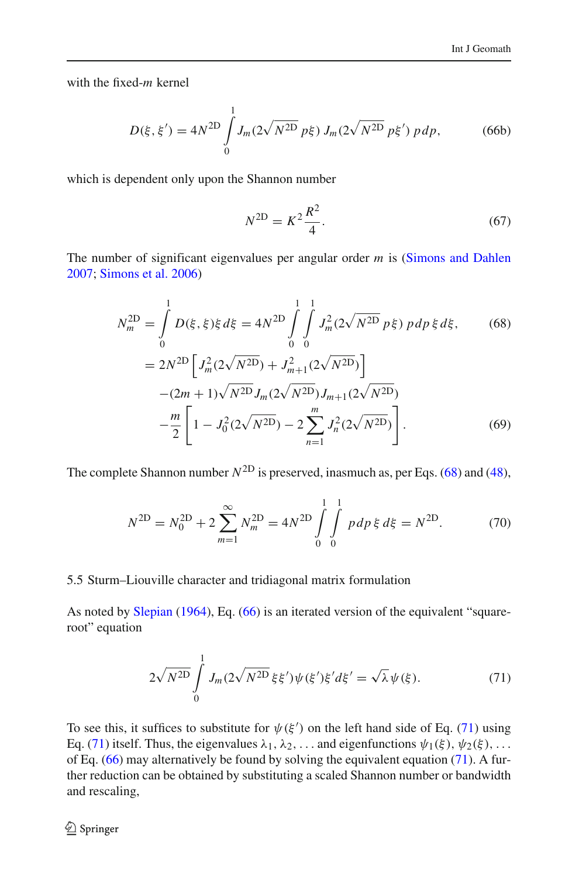with the fixed-$m$ kernel

$$D(\xi, \xi') = 4N^{2\mathrm{D}} \int_0^1 J_m(2\sqrt{N^{2\mathrm{D}}}\, p\xi)\, J_m(2\sqrt{N^{2\mathrm{D}}}\, p\xi')\, p\, dp, \tag{66b}$$

which is dependent only upon the Shannon number

$$N^{2\mathrm{D}} = K^2 \frac{R^2}{4}. \tag{67}$$

The number of significant eigenvalues per angular order $m$ is (Simons and Dahlen 2007; Simons et al. 2006)

$$N_m^{2\mathrm{D}} = \int_0^1 D(\xi, \xi)\xi\, d\xi = 4N^{2\mathrm{D}} \int_0^1 \int_0^1 J_m^2(2\sqrt{N^{2\mathrm{D}}}\, p\xi)\, p\, dp\, \xi\, d\xi, \tag{68}$$

$$\begin{aligned} &= 2N^{2\mathrm{D}} \left[ J_m^2(2\sqrt{N^{2\mathrm{D}}}) + J_{m+1}^2(2\sqrt{N^{2\mathrm{D}}}) \right] \\ &\quad - (2m+1)\sqrt{N^{2\mathrm{D}}}\, J_m(2\sqrt{N^{2\mathrm{D}}})\, J_{m+1}(2\sqrt{N^{2\mathrm{D}}}) \\ &\quad - \frac{m}{2} \left[ 1 - J_0^2(2\sqrt{N^{2\mathrm{D}}}) - 2\sum_{n=1}^{m} J_n^2(2\sqrt{N^{2\mathrm{D}}}) \right]. \end{aligned} \tag{69}$$

The complete Shannon number $N^{2\mathrm{D}}$ is preserved, inasmuch as, per Eqs. (68) and (48),

$$N^{2\mathrm{D}} = N_0^{2\mathrm{D}} + 2\sum_{m=1}^{\infty} N_m^{2\mathrm{D}} = 4N^{2\mathrm{D}} \int_0^1 \int_0^1 p\, dp\, \xi\, d\xi = N^{2\mathrm{D}}. \tag{70}$$

### 5.5 Sturm–Liouville character and tridiagonal matrix formulation

As noted by Slepian (1964), Eq. (66) is an iterated version of the equivalent "square-root" equation

$$2\sqrt{N^{2\mathrm{D}}} \int_0^1 J_m(2\sqrt{N^{2\mathrm{D}}}\, \xi\xi')\psi(\xi')\xi' d\xi' = \sqrt{\lambda}\, \psi(\xi). \tag{71}$$

To see this, it suffices to substitute for $\psi(\xi')$ on the left hand side of Eq. (71) using Eq. (71) itself. Thus, the eigenvalues $\lambda_1, \lambda_2, \ldots$ and eigenfunctions $\psi_1(\xi), \psi_2(\xi), \ldots$ of Eq. (66) may alternatively be found by solving the equivalent equation (71). A further reduction can be obtained by substituting a scaled Shannon number or bandwidth and rescaling,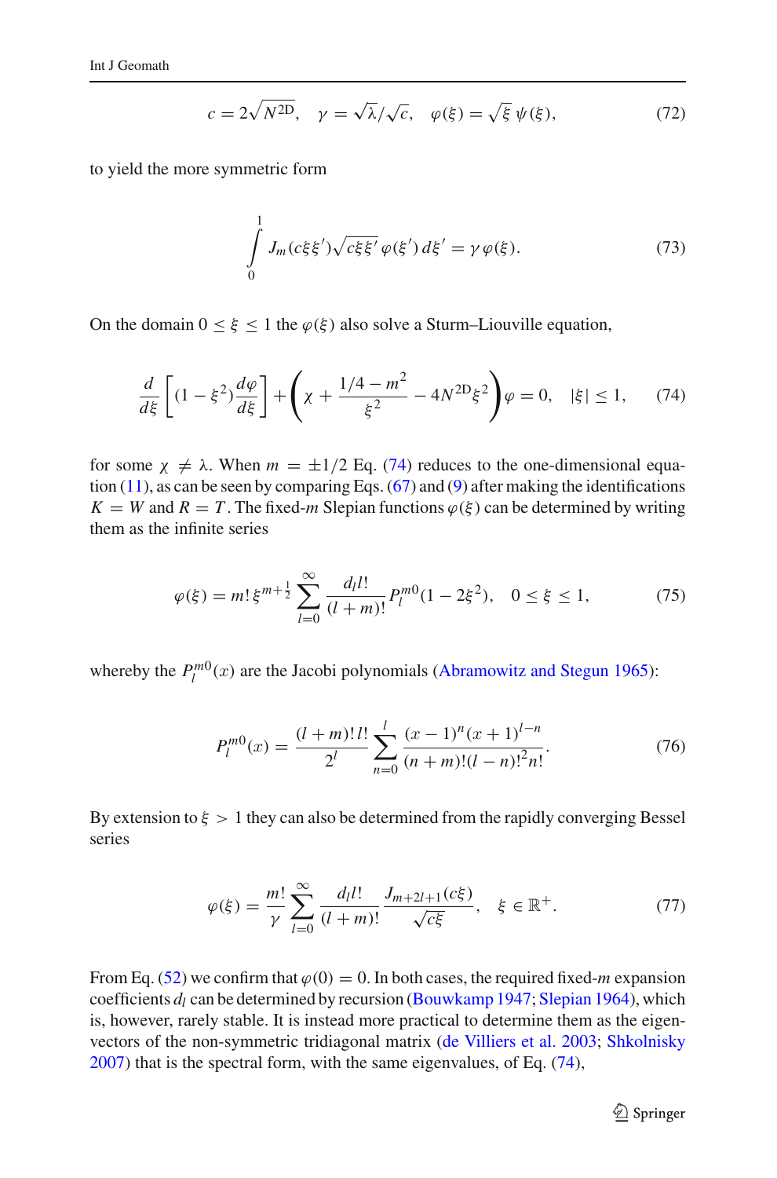$$c = 2\sqrt{N^{2\mathrm{D}}}, \quad \gamma = \sqrt{\lambda}/\sqrt{c}, \quad \varphi(\xi) = \sqrt{\xi}\,\psi(\xi), \tag{72}$$

to yield the more symmetric form

$$\int_0^1 J_m(c\xi\xi')\sqrt{c\xi\xi'}\,\varphi(\xi')\,d\xi' = \gamma\,\varphi(\xi). \tag{73}$$

On the domain $0 \le \xi \le 1$ the $\varphi(\xi)$ also solve a Sturm–Liouville equation,

$$\frac{d}{d\xi}\left[(1-\xi^2)\frac{d\varphi}{d\xi}\right] + \left(\chi + \frac{1/4 - m^2}{\xi^2} - 4N^{2\mathrm{D}}\xi^2\right)\varphi = 0, \quad |\xi| \le 1, \tag{74}$$

for some $\chi \ne \lambda$. When $m = \pm 1/2$ Eq. (74) reduces to the one-dimensional equation (11), as can be seen by comparing Eqs. (67) and (9) after making the identifications $K = W$ and $R = T$. The fixed-$m$ Slepian functions $\varphi(\xi)$ can be determined by writing them as the infinite series

$$\varphi(\xi) = m!\,\xi^{m+\frac{1}{2}} \sum_{l=0}^{\infty} \frac{d_l\, l!}{(l+m)!} P_l^{m0}(1 - 2\xi^2), \quad 0 \le \xi \le 1, \tag{75}$$

whereby the $P_l^{m0}(x)$ are the Jacobi polynomials (Abramowitz and Stegun 1965):

$$P_l^{m0}(x) = \frac{(l+m)!\,l!}{2^l} \sum_{n=0}^{l} \frac{(x-1)^n (x+1)^{l-n}}{(n+m)!(l-n)!^2 n!}. \tag{76}$$

By extension to $\xi > 1$ they can also be determined from the rapidly converging Bessel series

$$\varphi(\xi) = \frac{m!}{\gamma} \sum_{l=0}^{\infty} \frac{d_l\, l!}{(l+m)!} \frac{J_{m+2l+1}(c\xi)}{\sqrt{c\xi}}, \quad \xi \in \mathbb{R}^+. \tag{77}$$

From Eq. (52) we confirm that $\varphi(0) = 0$. In both cases, the required fixed-$m$ expansion coefficients $d_l$ can be determined by recursion (Bouwkamp 1947; Slepian 1964), which is, however, rarely stable. It is instead more practical to determine them as the eigenvectors of the non-symmetric tridiagonal matrix (de Villiers et al. 2003; Shkolnisky 2007) that is the spectral form, with the same eigenvalues, of Eq. (74),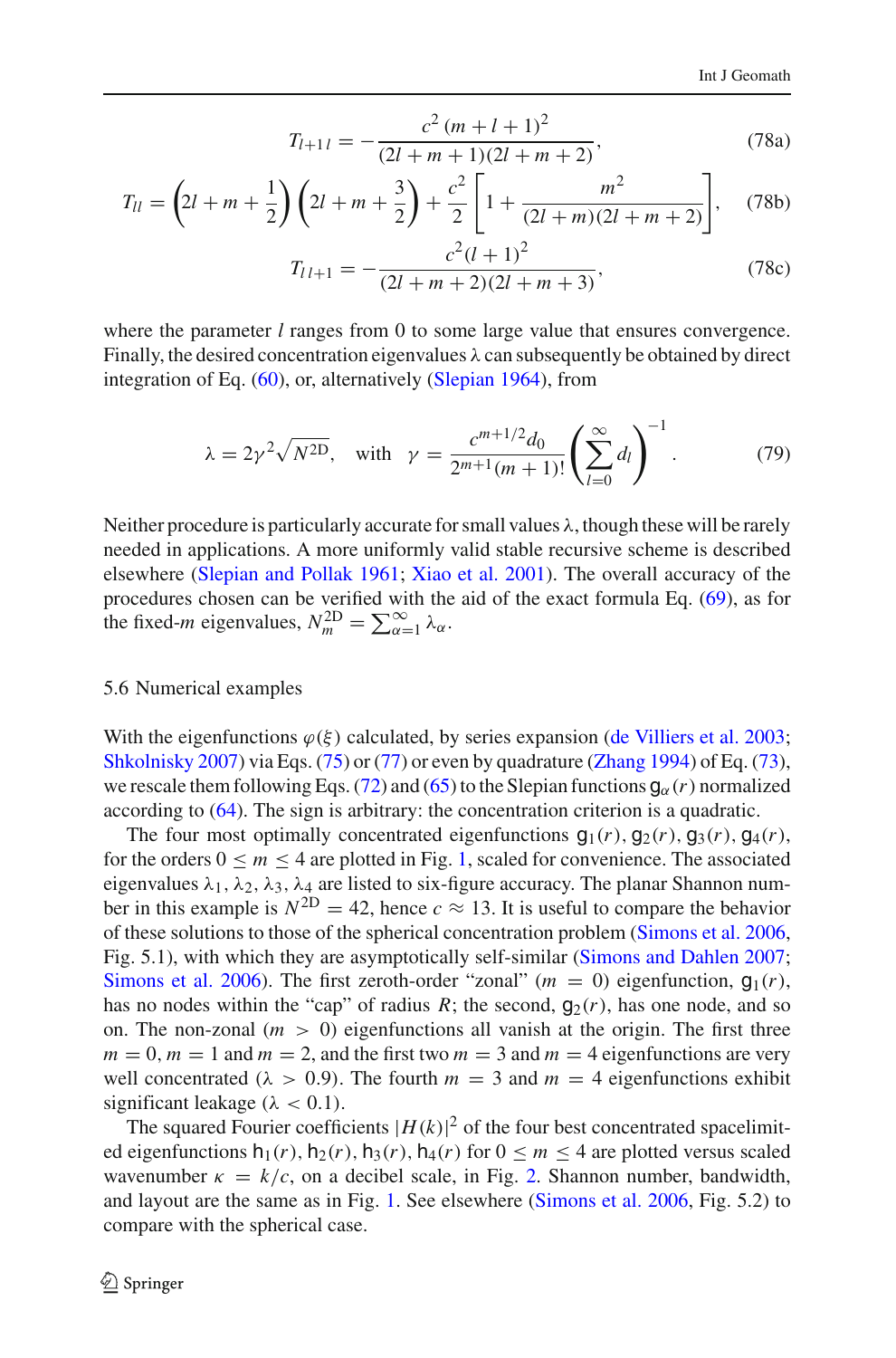$$T_{l+1\,l} = -\frac{c^2\,(m+l+1)^2}{(2l+m+1)(2l+m+2)}, \tag{78a}$$

$$T_{ll} = \left(2l+m+\frac{1}{2}\right)\left(2l+m+\frac{3}{2}\right) + \frac{c^2}{2}\left[1+\frac{m^2}{(2l+m)(2l+m+2)}\right], \tag{78b}$$

$$T_{l\,l+1} = -\frac{c^2(l+1)^2}{(2l+m+2)(2l+m+3)}, \tag{78c}$$

where the parameter $l$ ranges from 0 to some large value that ensures convergence. Finally, the desired concentration eigenvalues $\lambda$ can subsequently be obtained by direct integration of Eq. (60), or, alternatively (Slepian 1964), from

$$\lambda = 2\gamma^2\sqrt{N^{\mathrm{2D}}}, \quad \text{with} \quad \gamma = \frac{c^{m+1/2}d_0}{2^{m+1}(m+1)!}\left(\sum_{l=0}^{\infty} d_l\right)^{-1}. \tag{79}$$

Neither procedure is particularly accurate for small values $\lambda$, though these will be rarely needed in applications. A more uniformly valid stable recursive scheme is described elsewhere (Slepian and Pollak 1961; Xiao et al. 2001). The overall accuracy of the procedures chosen can be verified with the aid of the exact formula Eq. (69), as for the fixed-$m$ eigenvalues, $N_m^{\mathrm{2D}} = \sum_{\alpha=1}^{\infty} \lambda_\alpha$.

### 5.6 Numerical examples

With the eigenfunctions $\varphi(\xi)$ calculated, by series expansion (de Villiers et al. 2003; Shkolnisky 2007) via Eqs. (75) or (77) or even by quadrature (Zhang 1994) of Eq. (73), we rescale them following Eqs. (72) and (65) to the Slepian functions $\mathsf{g}_\alpha(r)$ normalized according to (64). The sign is arbitrary: the concentration criterion is a quadratic.

The four most optimally concentrated eigenfunctions $\mathsf{g}_1(r), \mathsf{g}_2(r), \mathsf{g}_3(r), \mathsf{g}_4(r)$, for the orders $0 \le m \le 4$ are plotted in Fig. 1, scaled for convenience. The associated eigenvalues $\lambda_1, \lambda_2, \lambda_3, \lambda_4$ are listed to six-figure accuracy. The planar Shannon number in this example is $N^{\mathrm{2D}} = 42$, hence $c \approx 13$. It is useful to compare the behavior of these solutions to those of the spherical concentration problem (Simons et al. 2006, Fig. 5.1), with which they are asymptotically self-similar (Simons and Dahlen 2007; Simons et al. 2006). The first zeroth-order "zonal" ($m = 0$) eigenfunction, $\mathsf{g}_1(r)$, has no nodes within the "cap" of radius $R$; the second, $\mathsf{g}_2(r)$, has one node, and so on. The non-zonal ($m > 0$) eigenfunctions all vanish at the origin. The first three $m = 0$, $m = 1$ and $m = 2$, and the first two $m = 3$ and $m = 4$ eigenfunctions are very well concentrated ($\lambda > 0.9$). The fourth $m = 3$ and $m = 4$ eigenfunctions exhibit significant leakage ($\lambda < 0.1$).

The squared Fourier coefficients $|H(k)|^2$ of the four best concentrated spacelimited eigenfunctions $\mathsf{h}_1(r), \mathsf{h}_2(r), \mathsf{h}_3(r), \mathsf{h}_4(r)$ for $0 \le m \le 4$ are plotted versus scaled wavenumber $\kappa = k/c$, on a decibel scale, in Fig. 2. Shannon number, bandwidth, and layout are the same as in Fig. 1. See elsewhere (Simons et al. 2006, Fig. 5.2) to compare with the spherical case.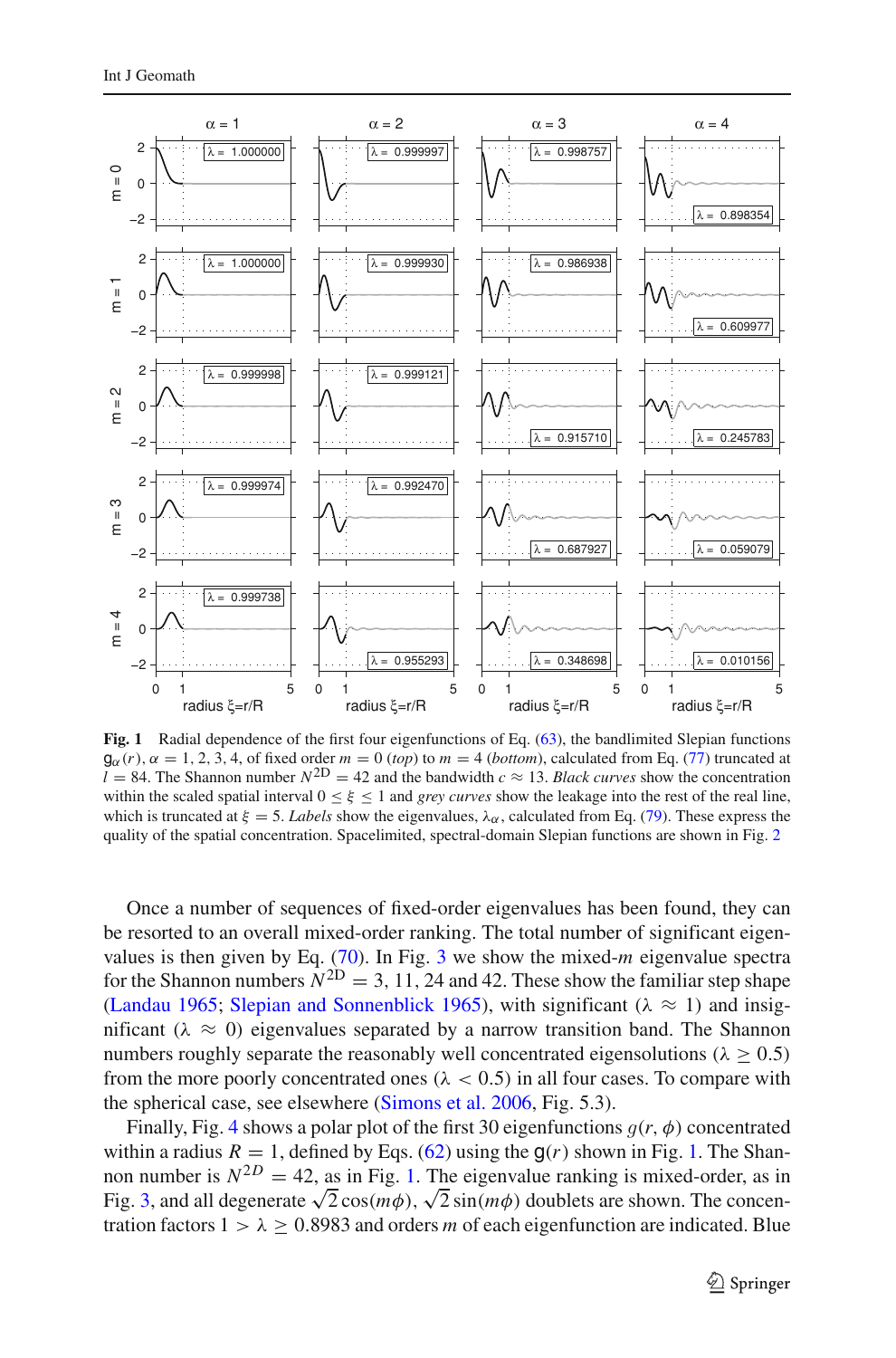**Fig. 1** Radial dependence of the first four eigenfunctions of Eq. (63), the bandlimited Slepian functions $\mathsf{g}_\alpha(r)$, $\alpha = 1, 2, 3, 4$, of fixed order $m = 0$ (*top*) to $m = 4$ (*bottom*), calculated from Eq. (77) truncated at $l = 84$. The Shannon number $N^{2\mathrm{D}} = 42$ and the bandwidth $c \approx 13$. *Black curves* show the concentration within the scaled spatial interval $0 \le \xi \le 1$ and *grey curves* show the leakage into the rest of the real line, which is truncated at $\xi = 5$. *Labels* show the eigenvalues, $\lambda_\alpha$, calculated from Eq. (79). These express the quality of the spatial concentration. Spacelimited, spectral-domain Slepian functions are shown in Fig. 2

Once a number of sequences of fixed-order eigenvalues has been found, they can be resorted to an overall mixed-order ranking. The total number of significant eigenvalues is then given by Eq. (70). In Fig. 3 we show the mixed-$m$ eigenvalue spectra for the Shannon numbers $N^{2\mathrm{D}} = 3$, 11, 24 and 42. These show the familiar step shape (Landau 1965; Slepian and Sonnenblick 1965), with significant ($\lambda \approx 1$) and insignificant ($\lambda \approx 0$) eigenvalues separated by a narrow transition band. The Shannon numbers roughly separate the reasonably well concentrated eigensolutions ($\lambda \ge 0.5$) from the more poorly concentrated ones ($\lambda < 0.5$) in all four cases. To compare with the spherical case, see elsewhere (Simons et al. 2006, Fig. 5.3).

Finally, Fig. 4 shows a polar plot of the first 30 eigenfunctions $g(r, \phi)$ concentrated within a radius $R = 1$, defined by Eqs. (62) using the $\mathsf{g}(r)$ shown in Fig. 1. The Shannon number is $N^{2D} = 42$, as in Fig. 1. The eigenvalue ranking is mixed-order, as in Fig. 3, and all degenerate $\sqrt{2}\cos(m\phi)$, $\sqrt{2}\sin(m\phi)$ doublets are shown. The concentration factors $1 > \lambda \ge 0.8983$ and orders $m$ of each eigenfunction are indicated. Blue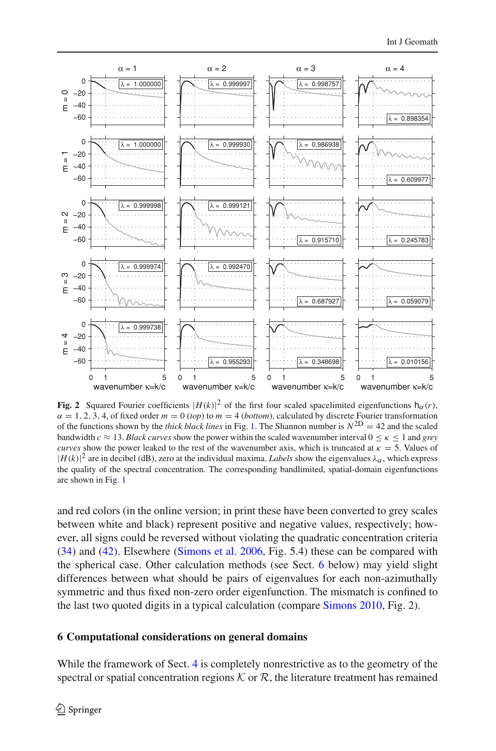**Fig. 2** Squared Fourier coefficients $|H(k)|^2$ of the first four scaled spacelimited eigenfunctions $\mathsf{h}_\alpha(r)$, $\alpha = 1, 2, 3, 4$, of fixed order $m = 0$ (*top*) to $m = 4$ (*bottom*), calculated by discrete Fourier transformation of the functions shown by the *thick black lines* in Fig. 1. The Shannon number is $N^{\mathrm{2D}} = 42$ and the scaled bandwidth $c \approx 13$. *Black curves* show the power within the scaled wavenumber interval $0 \leq \kappa \leq 1$ and *grey curves* show the power leaked to the rest of the wavenumber axis, which is truncated at $\kappa = 5$. Values of $|H(k)|^2$ are in decibel (dB), zero at the individual maxima. *Labels* show the eigenvalues $\lambda_\alpha$, which express the quality of the spectral concentration. The corresponding bandlimited, spatial-domain eigenfunctions are shown in Fig. 1

and red colors (in the online version; in print these have been converted to grey scales between white and black) represent positive and negative values, respectively; however, all signs could be reversed without violating the quadratic concentration criteria (34) and (42). Elsewhere (Simons et al. 2006, Fig. 5.4) these can be compared with the spherical case. Other calculation methods (see Sect. 6 below) may yield slight differences between what should be pairs of eigenvalues for each non-azimuthally symmetric and thus fixed non-zero order eigenfunction. The mismatch is confined to the last two quoted digits in a typical calculation (compare Simons 2010, Fig. 2).

## 6 Computational considerations on general domains

While the framework of Sect. 4 is completely nonrestrictive as to the geometry of the spectral or spatial concentration regions $\mathcal{K}$ or $\mathcal{R}$, the literature treatment has remained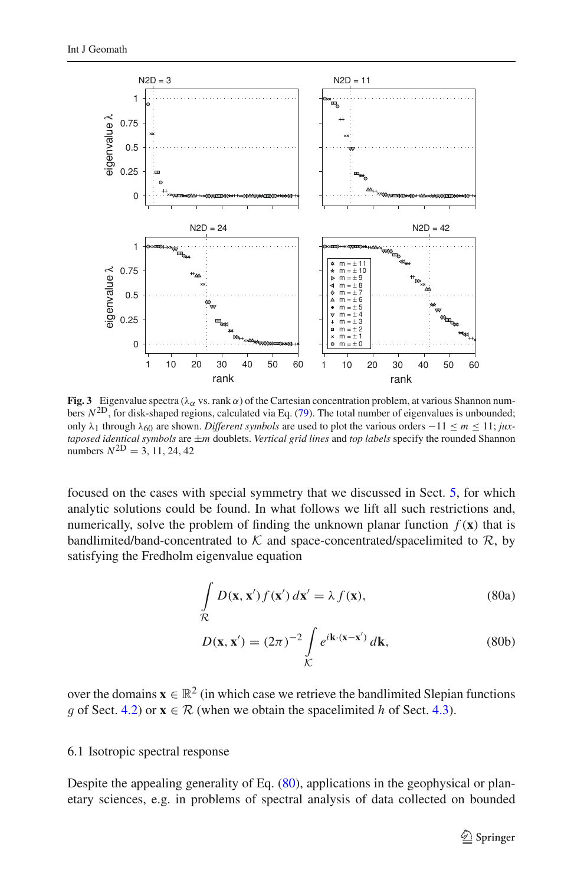**Fig. 3** Eigenvalue spectra ($\lambda_\alpha$ vs. rank $\alpha$) of the Cartesian concentration problem, at various Shannon numbers $N^{2D}$, for disk-shaped regions, calculated via Eq. (79). The total number of eigenvalues is unbounded; only $\lambda_1$ through $\lambda_{60}$ are shown. *Different symbols* are used to plot the various orders $-11 \le m \le 11$; *juxtaposed identical symbols* are $\pm m$ doublets. *Vertical grid lines* and *top labels* specify the rounded Shannon numbers $N^{2D} = 3, 11, 24, 42$

focused on the cases with special symmetry that we discussed in Sect. 5, for which analytic solutions could be found. In what follows we lift all such restrictions and, numerically, solve the problem of finding the unknown planar function $f(\mathbf{x})$ that is bandlimited/band-concentrated to $\mathcal{K}$ and space-concentrated/spacelimited to $\mathcal{R}$, by satisfying the Fredholm eigenvalue equation

$$\int_{\mathcal{R}} D(\mathbf{x}, \mathbf{x}')\, f(\mathbf{x}')\, d\mathbf{x}' = \lambda\, f(\mathbf{x}), \tag{80a}$$

$$D(\mathbf{x}, \mathbf{x}') = (2\pi)^{-2} \int_{\mathcal{K}} e^{i\mathbf{k}\cdot(\mathbf{x}-\mathbf{x}')}\, d\mathbf{k}, \tag{80b}$$

over the domains $\mathbf{x} \in \mathbb{R}^2$ (in which case we retrieve the bandlimited Slepian functions $g$ of Sect. 4.2) or $\mathbf{x} \in \mathcal{R}$ (when we obtain the spacelimited $h$ of Sect. 4.3).

### 6.1 Isotropic spectral response

Despite the appealing generality of Eq. (80), applications in the geophysical or planetary sciences, e.g. in problems of spectral analysis of data collected on bounded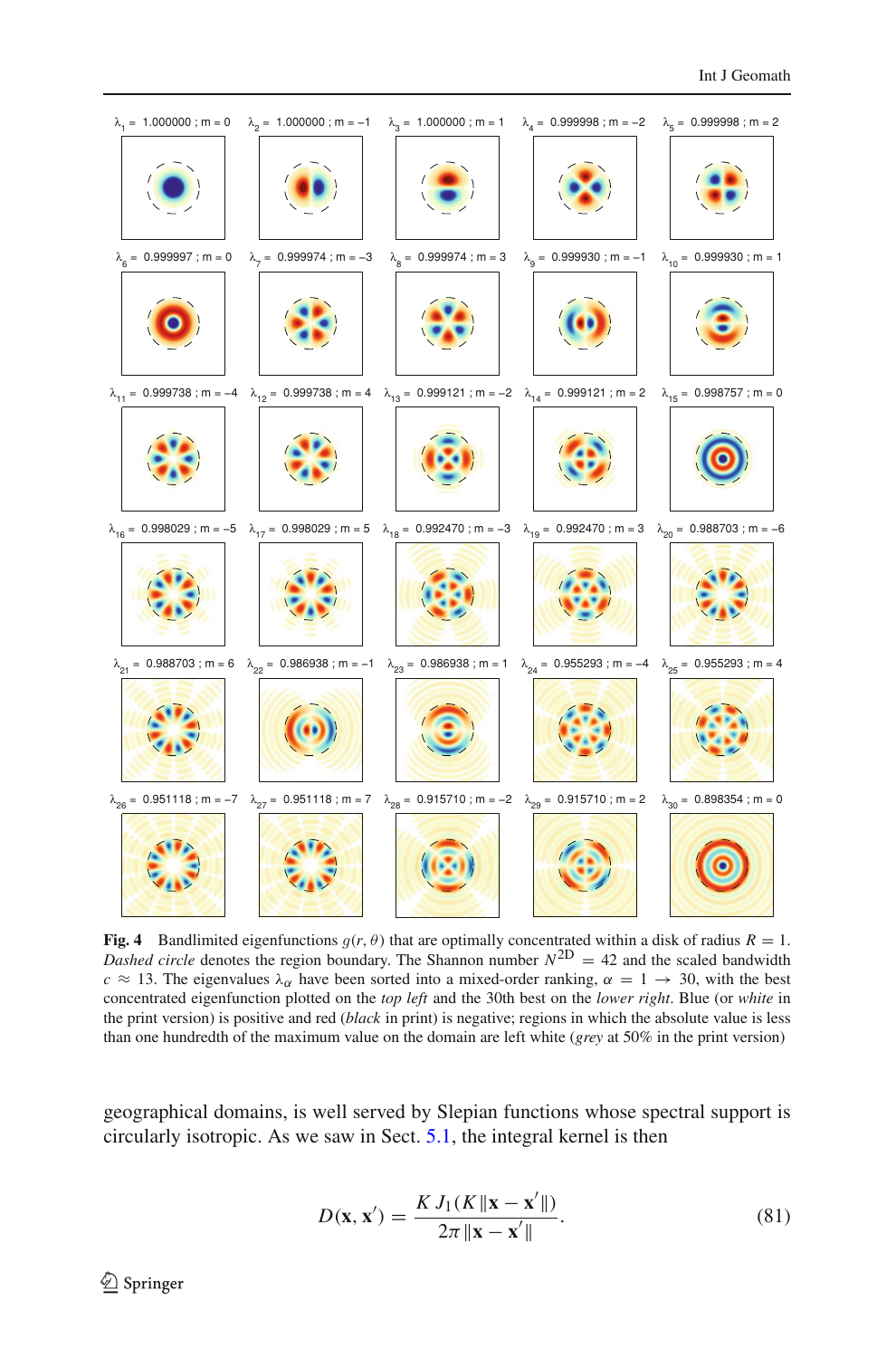**Fig. 4** Bandlimited eigenfunctions $g(r, \theta)$ that are optimally concentrated within a disk of radius $R = 1$. *Dashed circle* denotes the region boundary. The Shannon number $N^{\mathrm{2D}} = 42$ and the scaled bandwidth $c \approx 13$. The eigenvalues $\lambda_\alpha$ have been sorted into a mixed-order ranking, $\alpha = 1 \rightarrow 30$, with the best concentrated eigenfunction plotted on the *top left* and the 30th best on the *lower right*. Blue (or *white* in the print version) is positive and red (*black* in print) is negative; regions in which the absolute value is less than one hundredth of the maximum value on the domain are left white (*grey* at 50% in the print version)

geographical domains, is well served by Slepian functions whose spectral support is circularly isotropic. As we saw in Sect. 5.1, the integral kernel is then

$$D(\mathbf{x}, \mathbf{x}') = \frac{K\, J_1(K\,\|\mathbf{x} - \mathbf{x}'\|)}{2\pi\,\|\mathbf{x} - \mathbf{x}'\|}. \tag{81}$$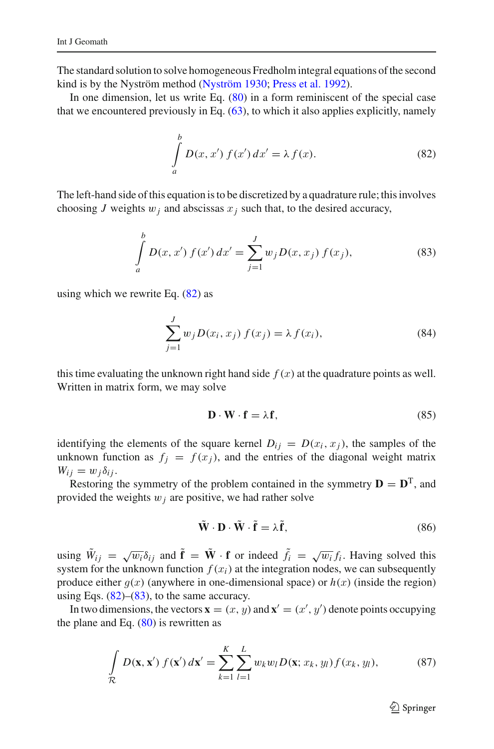The standard solution to solve homogeneous Fredholm integral equations of the second kind is by the Nyström method (Nyström 1930; Press et al. 1992).

In one dimension, let us write Eq. (80) in a form reminiscent of the special case that we encountered previously in Eq. (63), to which it also applies explicitly, namely

$$\int_a^b D(x, x')\, f(x')\, dx' = \lambda\, f(x). \tag{82}$$

The left-hand side of this equation is to be discretized by a quadrature rule; this involves choosing $J$ weights $w_j$ and abscissas $x_j$ such that, to the desired accuracy,

$$\int_a^b D(x, x')\, f(x')\, dx' = \sum_{j=1}^{J} w_j\, D(x, x_j)\, f(x_j), \tag{83}$$

using which we rewrite Eq. (82) as

$$\sum_{j=1}^{J} w_j\, D(x_i, x_j)\, f(x_j) = \lambda\, f(x_i), \tag{84}$$

this time evaluating the unknown right hand side $f(x)$ at the quadrature points as well. Written in matrix form, we may solve

$$\mathbf{D} \cdot \mathbf{W} \cdot \mathbf{f} = \lambda \mathbf{f}, \tag{85}$$

identifying the elements of the square kernel $D_{ij} = D(x_i, x_j)$, the samples of the unknown function as $f_j = f(x_j)$, and the entries of the diagonal weight matrix $W_{ij} = w_j \delta_{ij}$.

Restoring the symmetry of the problem contained in the symmetry $\mathbf{D} = \mathbf{D}^{\mathrm{T}}$, and provided the weights $w_j$ are positive, we had rather solve

$$\tilde{\mathbf{W}} \cdot \mathbf{D} \cdot \tilde{\mathbf{W}} \cdot \tilde{\mathbf{f}} = \lambda \tilde{\mathbf{f}}, \tag{86}$$

using $\tilde{W}_{ij} = \sqrt{w_i}\delta_{ij}$ and $\tilde{\mathbf{f}} = \tilde{\mathbf{W}} \cdot \mathbf{f}$ or indeed $\tilde{f}_i = \sqrt{w_i} f_i$. Having solved this system for the unknown function $f(x_i)$ at the integration nodes, we can subsequently produce either $g(x)$ (anywhere in one-dimensional space) or $h(x)$ (inside the region) using Eqs. (82)–(83), to the same accuracy.

In two dimensions, the vectors $\mathbf{x} = (x, y)$ and $\mathbf{x}' = (x', y')$ denote points occupying the plane and Eq. (80) is rewritten as

$$\int_{\mathcal{R}} D(\mathbf{x}, \mathbf{x}')\, f(\mathbf{x}')\, d\mathbf{x}' = \sum_{k=1}^{K} \sum_{l=1}^{L} w_k w_l\, D(\mathbf{x}; x_k, y_l)\, f(x_k, y_l), \tag{87}$$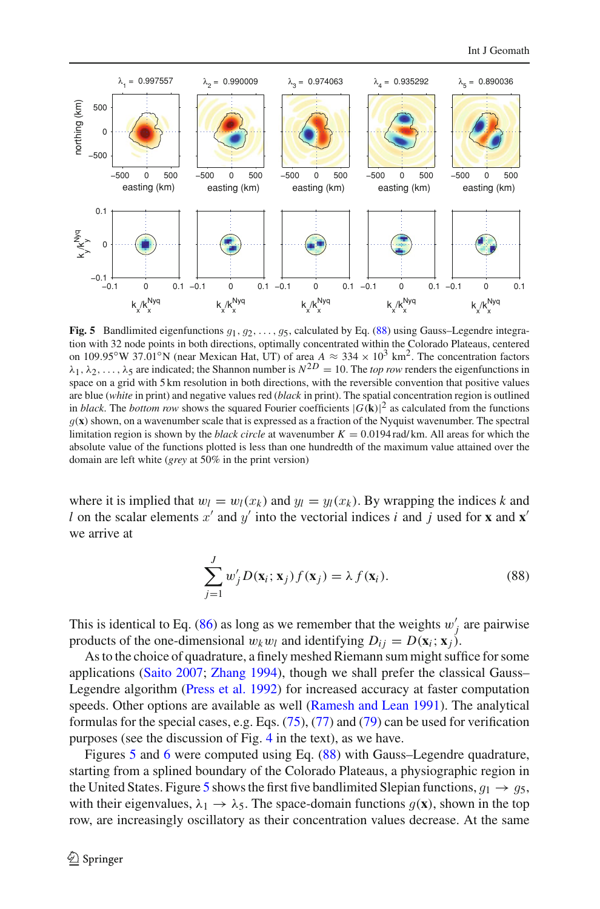**Fig. 5** Bandlimited eigenfunctions $g_1, g_2, \ldots, g_5$, calculated by Eq. (88) using Gauss–Legendre integration with 32 node points in both directions, optimally concentrated within the Colorado Plateaus, centered on 109.95°W 37.01°N (near Mexican Hat, UT) of area $A \approx 334 \times 10^3$ km$^2$. The concentration factors $\lambda_1, \lambda_2, \ldots, \lambda_5$ are indicated; the Shannon number is $N^{2D} = 10$. The *top row* renders the eigenfunctions in space on a grid with 5 km resolution in both directions, with the reversible convention that positive values are blue (*white* in print) and negative values red (*black* in print). The spatial concentration region is outlined in *black*. The *bottom row* shows the squared Fourier coefficients $|G(\mathbf{k})|^2$ as calculated from the functions $g(\mathbf{x})$ shown, on a wavenumber scale that is expressed as a fraction of the Nyquist wavenumber. The spectral limitation region is shown by the *black circle* at wavenumber $K = 0.0194$ rad/km. All areas for which the absolute value of the functions plotted is less than one hundredth of the maximum value attained over the domain are left white (*grey* at 50% in the print version)

where it is implied that $w_l = w_l(x_k)$ and $y_l = y_l(x_k)$. By wrapping the indices $k$ and $l$ on the scalar elements $x'$ and $y'$ into the vectorial indices $i$ and $j$ used for $\mathbf{x}$ and $\mathbf{x}'$ we arrive at

$$\sum_{j=1}^{J} w_j' D(\mathbf{x}_i; \mathbf{x}_j) f(\mathbf{x}_j) = \lambda f(\mathbf{x}_i). \tag{88}$$

This is identical to Eq. (86) as long as we remember that the weights $w_j'$ are pairwise products of the one-dimensional $w_k w_l$ and identifying $D_{ij} = D(\mathbf{x}_i; \mathbf{x}_j)$.

As to the choice of quadrature, a finely meshed Riemann sum might suffice for some applications (Saito 2007; Zhang 1994), though we shall prefer the classical Gauss–Legendre algorithm (Press et al. 1992) for increased accuracy at faster computation speeds. Other options are available as well (Ramesh and Lean 1991). The analytical formulas for the special cases, e.g. Eqs. (75), (77) and (79) can be used for verification purposes (see the discussion of Fig. 4 in the text), as we have.

Figures 5 and 6 were computed using Eq. (88) with Gauss–Legendre quadrature, starting from a splined boundary of the Colorado Plateaus, a physiographic region in the United States. Figure 5 shows the first five bandlimited Slepian functions, $g_1 \to g_5$, with their eigenvalues, $\lambda_1 \to \lambda_5$. The space-domain functions $g(\mathbf{x})$, shown in the top row, are increasingly oscillatory as their concentration values decrease. At the same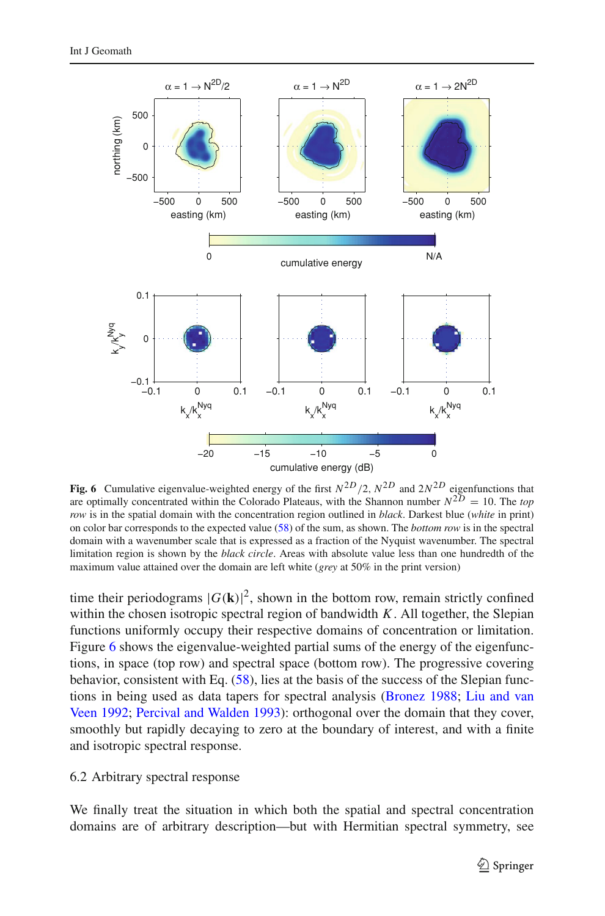**Fig. 6** Cumulative eigenvalue-weighted energy of the first $N^{2D}/2$, $N^{2D}$ and $2N^{2D}$ eigenfunctions that are optimally concentrated within the Colorado Plateaus, with the Shannon number $N^{2D} = 10$. The *top row* is in the spatial domain with the concentration region outlined in *black*. Darkest blue (*white* in print) on color bar corresponds to the expected value (58) of the sum, as shown. The *bottom row* is in the spectral domain with a wavenumber scale that is expressed as a fraction of the Nyquist wavenumber. The spectral limitation region is shown by the *black circle*. Areas with absolute value less than one hundredth of the maximum value attained over the domain are left white (*grey* at 50% in the print version)

time their periodograms $|G(\mathbf{k})|^2$, shown in the bottom row, remain strictly confined within the chosen isotropic spectral region of bandwidth $K$. All together, the Slepian functions uniformly occupy their respective domains of concentration or limitation. Figure 6 shows the eigenvalue-weighted partial sums of the energy of the eigenfunctions, in space (top row) and spectral space (bottom row). The progressive covering behavior, consistent with Eq. (58), lies at the basis of the success of the Slepian functions in being used as data tapers for spectral analysis (Bronez 1988; Liu and van Veen 1992; Percival and Walden 1993): orthogonal over the domain that they cover, smoothly but rapidly decaying to zero at the boundary of interest, and with a finite and isotropic spectral response.

### 6.2 Arbitrary spectral response

We finally treat the situation in which both the spatial and spectral concentration domains are of arbitrary description—but with Hermitian spectral symmetry, see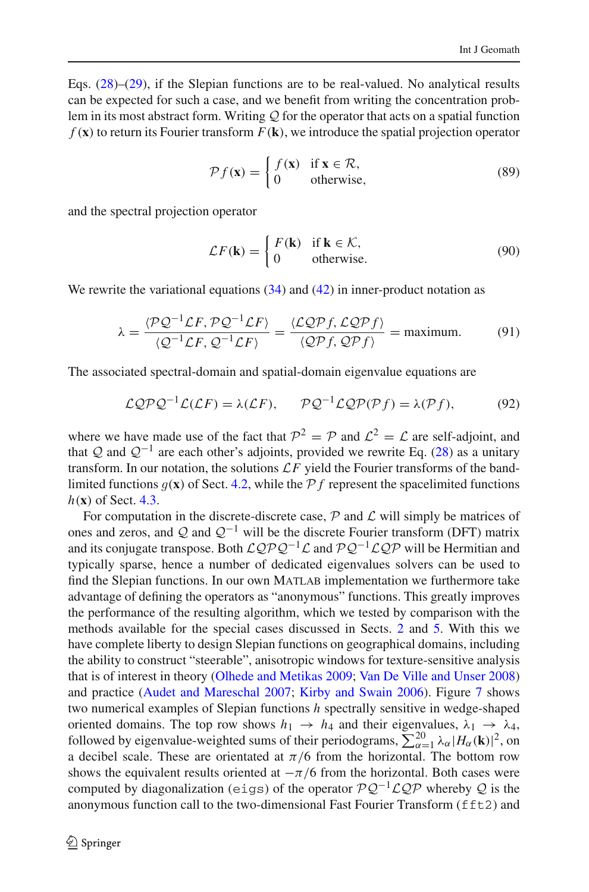Eqs. (28)–(29), if the Slepian functions are to be real-valued. No analytical results can be expected for such a case, and we benefit from writing the concentration problem in its most abstract form. Writing $\mathcal{Q}$ for the operator that acts on a spatial function $f(\mathbf{x})$ to return its Fourier transform $F(\mathbf{k})$, we introduce the spatial projection operator

$$\mathcal{P}f(\mathbf{x}) = \begin{cases} f(\mathbf{x}) & \text{if } \mathbf{x} \in \mathcal{R}, \\ 0 & \text{otherwise}, \end{cases} \tag{89}$$

and the spectral projection operator

$$\mathcal{L}F(\mathbf{k}) = \begin{cases} F(\mathbf{k}) & \text{if } \mathbf{k} \in \mathcal{K}, \\ 0 & \text{otherwise}. \end{cases} \tag{90}$$

We rewrite the variational equations (34) and (42) in inner-product notation as

$$\lambda = \frac{\langle \mathcal{P}\mathcal{Q}^{-1}\mathcal{L}F, \mathcal{P}\mathcal{Q}^{-1}\mathcal{L}F \rangle}{\langle \mathcal{Q}^{-1}\mathcal{L}F, \mathcal{Q}^{-1}\mathcal{L}F \rangle} = \frac{\langle \mathcal{L}\mathcal{Q}\mathcal{P}f, \mathcal{L}\mathcal{Q}\mathcal{P}f \rangle}{\langle \mathcal{Q}\mathcal{P}f, \mathcal{Q}\mathcal{P}f \rangle} = \text{maximum}. \tag{91}$$

The associated spectral-domain and spatial-domain eigenvalue equations are

$$\mathcal{L}\mathcal{Q}\mathcal{P}\mathcal{Q}^{-1}\mathcal{L}(\mathcal{L}F) = \lambda(\mathcal{L}F), \qquad \mathcal{P}\mathcal{Q}^{-1}\mathcal{L}\mathcal{Q}\mathcal{P}(\mathcal{P}f) = \lambda(\mathcal{P}f), \tag{92}$$

where we have made use of the fact that $\mathcal{P}^2 = \mathcal{P}$ and $\mathcal{L}^2 = \mathcal{L}$ are self-adjoint, and that $\mathcal{Q}$ and $\mathcal{Q}^{-1}$ are each other's adjoints, provided we rewrite Eq. (28) as a unitary transform. In our notation, the solutions $\mathcal{L}F$ yield the Fourier transforms of the bandlimited functions $g(\mathbf{x})$ of Sect. 4.2, while the $\mathcal{P}f$ represent the spacelimited functions $h(\mathbf{x})$ of Sect. 4.3.

For computation in the discrete-discrete case, $\mathcal{P}$ and $\mathcal{L}$ will simply be matrices of ones and zeros, and $\mathcal{Q}$ and $\mathcal{Q}^{-1}$ will be the discrete Fourier transform (DFT) matrix and its conjugate transpose. Both $\mathcal{L}\mathcal{Q}\mathcal{P}\mathcal{Q}^{-1}\mathcal{L}$ and $\mathcal{P}\mathcal{Q}^{-1}\mathcal{L}\mathcal{Q}\mathcal{P}$ will be Hermitian and typically sparse, hence a number of dedicated eigenvalues solvers can be used to find the Slepian functions. In our own MATLAB implementation we furthermore take advantage of defining the operators as "anonymous" functions. This greatly improves the performance of the resulting algorithm, which we tested by comparison with the methods available for the special cases discussed in Sects. 2 and 5. With this we have complete liberty to design Slepian functions on geographical domains, including the ability to construct "steerable", anisotropic windows for texture-sensitive analysis that is of interest in theory (Olhede and Metikas 2009; Van De Ville and Unser 2008) and practice (Audet and Mareschal 2007; Kirby and Swain 2006). Figure 7 shows two numerical examples of Slepian functions $h$ spectrally sensitive in wedge-shaped oriented domains. The top row shows $h_1 \to h_4$ and their eigenvalues, $\lambda_1 \to \lambda_4$, followed by eigenvalue-weighted sums of their periodograms, $\sum_{\alpha=1}^{20} \lambda_\alpha |H_\alpha(\mathbf{k})|^2$, on a decibel scale. These are orientated at $\pi/6$ from the horizontal. The bottom row shows the equivalent results oriented at $-\pi/6$ from the horizontal. Both cases were computed by diagonalization (`eigs`) of the operator $\mathcal{P}\mathcal{Q}^{-1}\mathcal{L}\mathcal{Q}\mathcal{P}$ whereby $\mathcal{Q}$ is the anonymous function call to the two-dimensional Fast Fourier Transform (`fft2`) and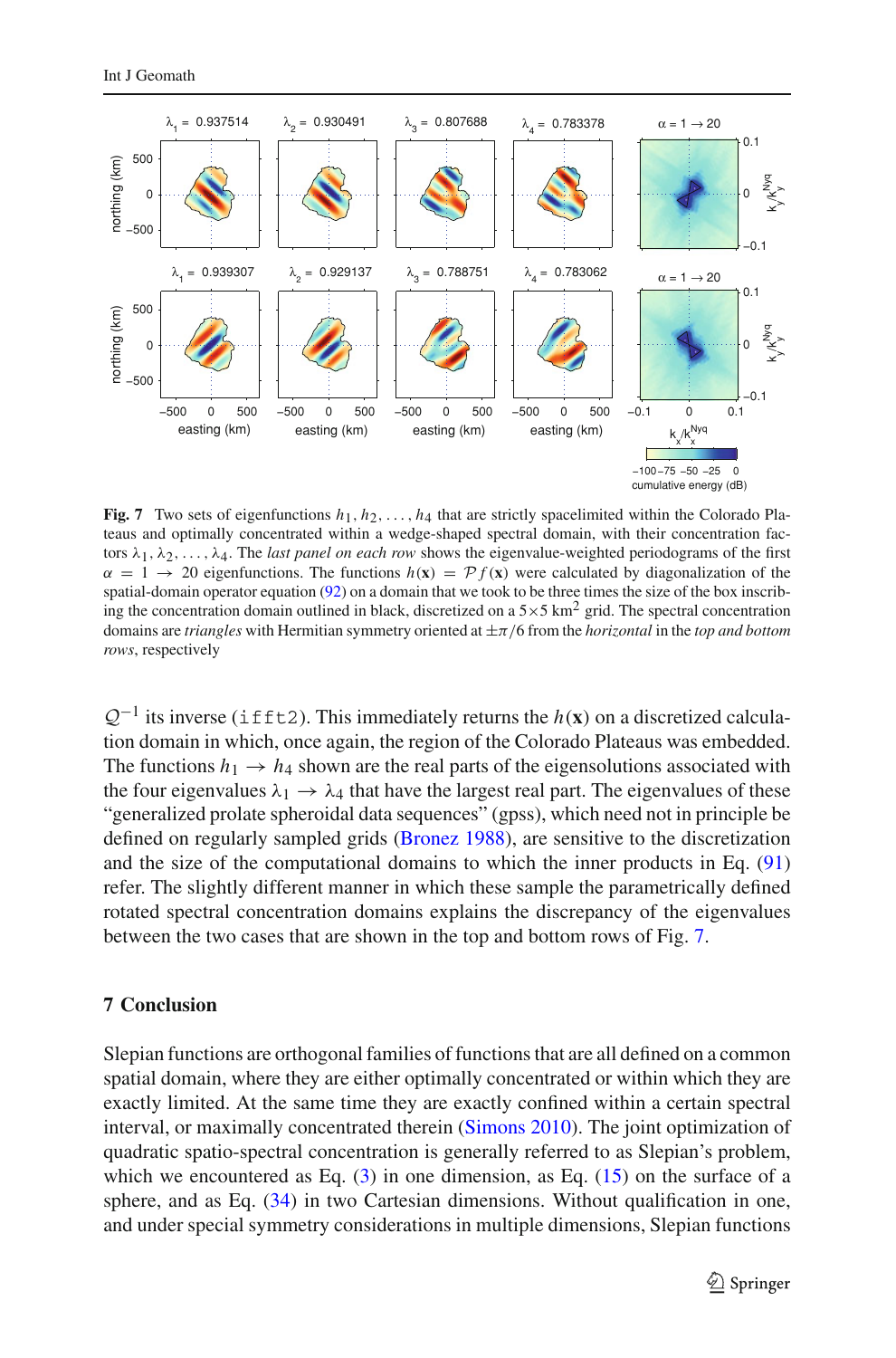**Fig. 7** Two sets of eigenfunctions $h_1, h_2, \ldots, h_4$ that are strictly spacelimited within the Colorado Plateaus and optimally concentrated within a wedge-shaped spectral domain, with their concentration factors $\lambda_1, \lambda_2, \ldots, \lambda_4$. The *last panel on each row* shows the eigenvalue-weighted periodograms of the first $\alpha = 1 \to 20$ eigenfunctions. The functions $h(\mathbf{x}) = \mathcal{P}f(\mathbf{x})$ were calculated by diagonalization of the spatial-domain operator equation (92) on a domain that we took to be three times the size of the box inscribing the concentration domain outlined in black, discretized on a $5\times5$ km$^2$ grid. The spectral concentration domains are *triangles* with Hermitian symmetry oriented at $\pm\pi/6$ from the *horizontal* in the *top and bottom rows*, respectively

$\mathcal{Q}^{-1}$ its inverse (`ifft2`). This immediately returns the $h(\mathbf{x})$ on a discretized calculation domain in which, once again, the region of the Colorado Plateaus was embedded. The functions $h_1 \to h_4$ shown are the real parts of the eigensolutions associated with the four eigenvalues $\lambda_1 \to \lambda_4$ that have the largest real part. The eigenvalues of these "generalized prolate spheroidal data sequences" (gpss), which need not in principle be defined on regularly sampled grids (Bronez 1988), are sensitive to the discretization and the size of the computational domains to which the inner products in Eq. (91) refer. The slightly different manner in which these sample the parametrically defined rotated spectral concentration domains explains the discrepancy of the eigenvalues between the two cases that are shown in the top and bottom rows of Fig. 7.

## 7 Conclusion

Slepian functions are orthogonal families of functions that are all defined on a common spatial domain, where they are either optimally concentrated or within which they are exactly limited. At the same time they are exactly confined within a certain spectral interval, or maximally concentrated therein (Simons 2010). The joint optimization of quadratic spatio-spectral concentration is generally referred to as Slepian's problem, which we encountered as Eq. (3) in one dimension, as Eq. (15) on the surface of a sphere, and as Eq. (34) in two Cartesian dimensions. Without qualification in one, and under special symmetry considerations in multiple dimensions, Slepian functions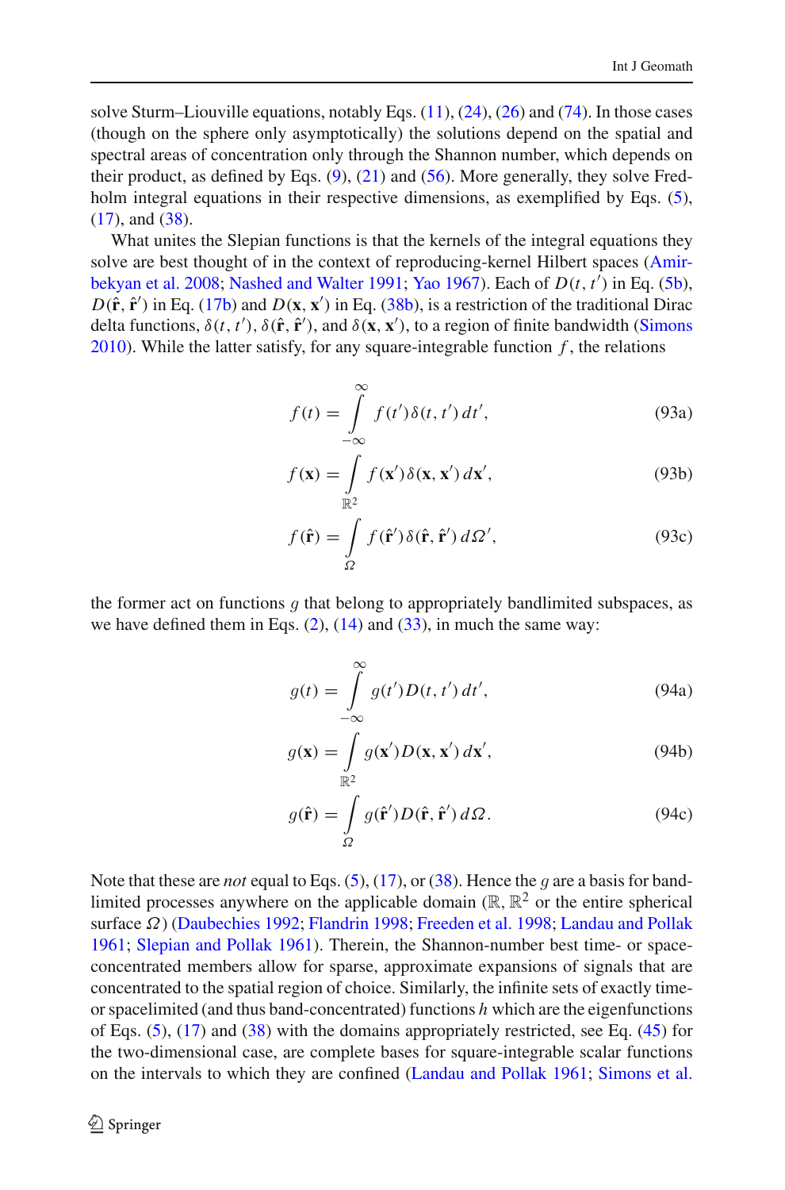solve Sturm–Liouville equations, notably Eqs. (11), (24), (26) and (74). In those cases (though on the sphere only asymptotically) the solutions depend on the spatial and spectral areas of concentration only through the Shannon number, which depends on their product, as defined by Eqs. (9), (21) and (56). More generally, they solve Fredholm integral equations in their respective dimensions, as exemplified by Eqs. (5), (17), and (38).

What unites the Slepian functions is that the kernels of the integral equations they solve are best thought of in the context of reproducing-kernel Hilbert spaces (Amirbekyan et al. 2008; Nashed and Walter 1991; Yao 1967). Each of $D(t, t')$ in Eq. (5b), $D(\hat{\mathbf{r}}, \hat{\mathbf{r}}')$ in Eq. (17b) and $D(\mathbf{x}, \mathbf{x}')$ in Eq. (38b), is a restriction of the traditional Dirac delta functions, $\delta(t, t')$, $\delta(\hat{\mathbf{r}}, \hat{\mathbf{r}}')$, and $\delta(\mathbf{x}, \mathbf{x}')$, to a region of finite bandwidth (Simons 2010). While the latter satisfy, for any square-integrable function $f$, the relations

$$f(t) = \int_{-\infty}^{\infty} f(t')\delta(t, t')\, dt', \tag{93a}$$

$$f(\mathbf{x}) = \int_{\mathbb{R}^2} f(\mathbf{x}')\delta(\mathbf{x}, \mathbf{x}')\, d\mathbf{x}', \tag{93b}$$

$$f(\hat{\mathbf{r}}) = \int_{\Omega} f(\hat{\mathbf{r}}')\delta(\hat{\mathbf{r}}, \hat{\mathbf{r}}')\, d\Omega', \tag{93c}$$

the former act on functions $g$ that belong to appropriately bandlimited subspaces, as we have defined them in Eqs. (2), (14) and (33), in much the same way:

$$g(t) = \int_{-\infty}^{\infty} g(t')D(t, t')\, dt', \tag{94a}$$

$$g(\mathbf{x}) = \int_{\mathbb{R}^2} g(\mathbf{x}')D(\mathbf{x}, \mathbf{x}')\, d\mathbf{x}', \tag{94b}$$

$$g(\hat{\mathbf{r}}) = \int_{\Omega} g(\hat{\mathbf{r}}')D(\hat{\mathbf{r}}, \hat{\mathbf{r}}')\, d\Omega. \tag{94c}$$

Note that these are *not* equal to Eqs. (5), (17), or (38). Hence the $g$ are a basis for bandlimited processes anywhere on the applicable domain ($\mathbb{R}$, $\mathbb{R}^2$ or the entire spherical surface $\Omega$) (Daubechies 1992; Flandrin 1998; Freeden et al. 1998; Landau and Pollak 1961; Slepian and Pollak 1961). Therein, the Shannon-number best time- or space-concentrated members allow for sparse, approximate expansions of signals that are concentrated to the spatial region of choice. Similarly, the infinite sets of exactly time- or spacelimited (and thus band-concentrated) functions $h$ which are the eigenfunctions of Eqs. (5), (17) and (38) with the domains appropriately restricted, see Eq. (45) for the two-dimensional case, are complete bases for square-integrable scalar functions on the intervals to which they are confined (Landau and Pollak 1961; Simons et al.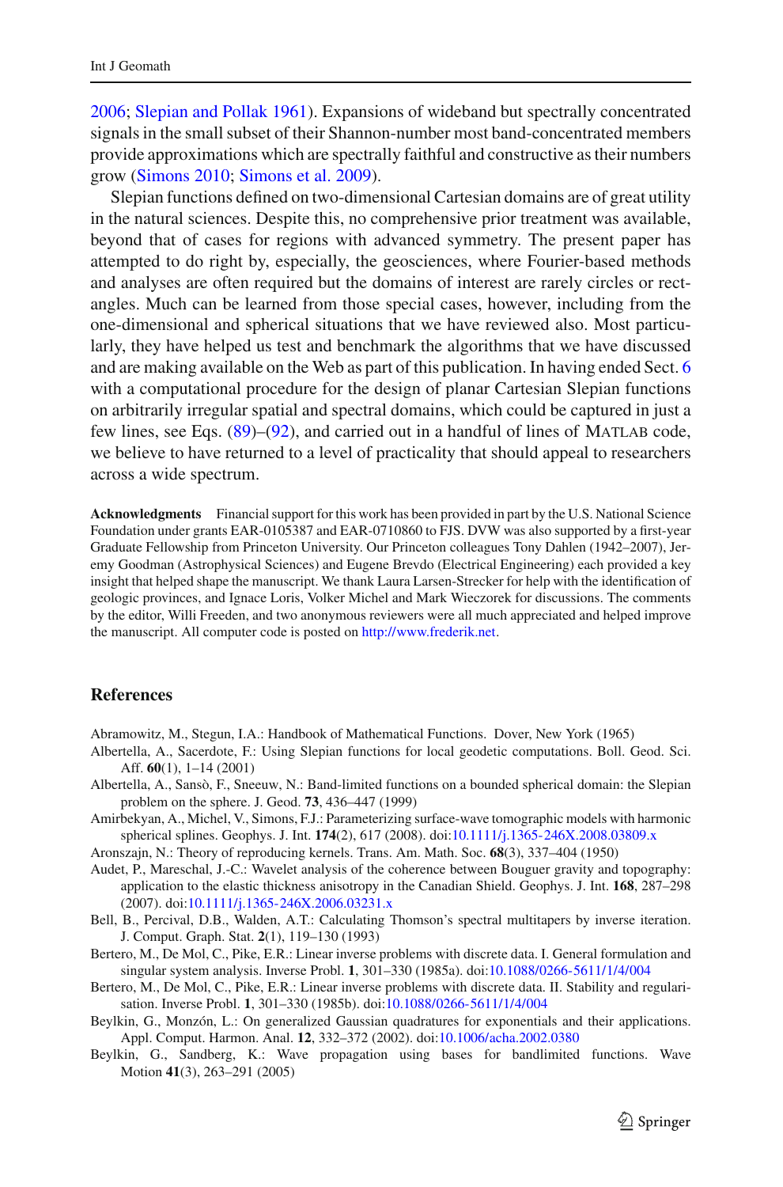2006; Slepian and Pollak 1961). Expansions of wideband but spectrally concentrated signals in the small subset of their Shannon-number most band-concentrated members provide approximations which are spectrally faithful and constructive as their numbers grow (Simons 2010; Simons et al. 2009).

Slepian functions defined on two-dimensional Cartesian domains are of great utility in the natural sciences. Despite this, no comprehensive prior treatment was available, beyond that of cases for regions with advanced symmetry. The present paper has attempted to do right by, especially, the geosciences, where Fourier-based methods and analyses are often required but the domains of interest are rarely circles or rectangles. Much can be learned from those special cases, however, including from the one-dimensional and spherical situations that we have reviewed also. Most particularly, they have helped us test and benchmark the algorithms that we have discussed and are making available on the Web as part of this publication. In having ended Sect. 6 with a computational procedure for the design of planar Cartesian Slepian functions on arbitrarily irregular spatial and spectral domains, which could be captured in just a few lines, see Eqs. (89)–(92), and carried out in a handful of lines of MATLAB code, we believe to have returned to a level of practicality that should appeal to researchers across a wide spectrum.

**Acknowledgments** Financial support for this work has been provided in part by the U.S. National Science Foundation under grants EAR-0105387 and EAR-0710860 to FJS. DVW was also supported by a first-year Graduate Fellowship from Princeton University. Our Princeton colleagues Tony Dahlen (1942–2007), Jeremy Goodman (Astrophysical Sciences) and Eugene Brevdo (Electrical Engineering) each provided a key insight that helped shape the manuscript. We thank Laura Larsen-Strecker for help with the identification of geologic provinces, and Ignace Loris, Volker Michel and Mark Wieczorek for discussions. The comments by the editor, Willi Freeden, and two anonymous reviewers were all much appreciated and helped improve the manuscript. All computer code is posted on http://www.frederik.net.

## References

Abramowitz, M., Stegun, I.A.: Handbook of Mathematical Functions. Dover, New York (1965)

Albertella, A., Sacerdote, F.: Using Slepian functions for local geodetic computations. Boll. Geod. Sci. Aff. **60**(1), 1–14 (2001)

Albertella, A., Sansò, F., Sneeuw, N.: Band-limited functions on a bounded spherical domain: the Slepian problem on the sphere. J. Geod. **73**, 436–447 (1999)

Amirbekyan, A., Michel, V., Simons, F.J.: Parameterizing surface-wave tomographic models with harmonic spherical splines. Geophys. J. Int. **174**(2), 617 (2008). doi:10.1111/j.1365-246X.2008.03809.x

Aronszajn, N.: Theory of reproducing kernels. Trans. Am. Math. Soc. **68**(3), 337–404 (1950)

Audet, P., Mareschal, J.-C.: Wavelet analysis of the coherence between Bouguer gravity and topography: application to the elastic thickness anisotropy in the Canadian Shield. Geophys. J. Int. **168**, 287–298 (2007). doi:10.1111/j.1365-246X.2006.03231.x

Bell, B., Percival, D.B., Walden, A.T.: Calculating Thomson's spectral multitapers by inverse iteration. J. Comput. Graph. Stat. **2**(1), 119–130 (1993)

Bertero, M., De Mol, C., Pike, E.R.: Linear inverse problems with discrete data. I. General formulation and singular system analysis. Inverse Probl. **1**, 301–330 (1985a). doi:10.1088/0266-5611/1/4/004

Bertero, M., De Mol, C., Pike, E.R.: Linear inverse problems with discrete data. II. Stability and regularisation. Inverse Probl. **1**, 301–330 (1985b). doi:10.1088/0266-5611/1/4/004

Beylkin, G., Monzón, L.: On generalized Gaussian quadratures for exponentials and their applications. Appl. Comput. Harmon. Anal. **12**, 332–372 (2002). doi:10.1006/acha.2002.0380

Beylkin, G., Sandberg, K.: Wave propagation using bases for bandlimited functions. Wave Motion **41**(3), 263–291 (2005)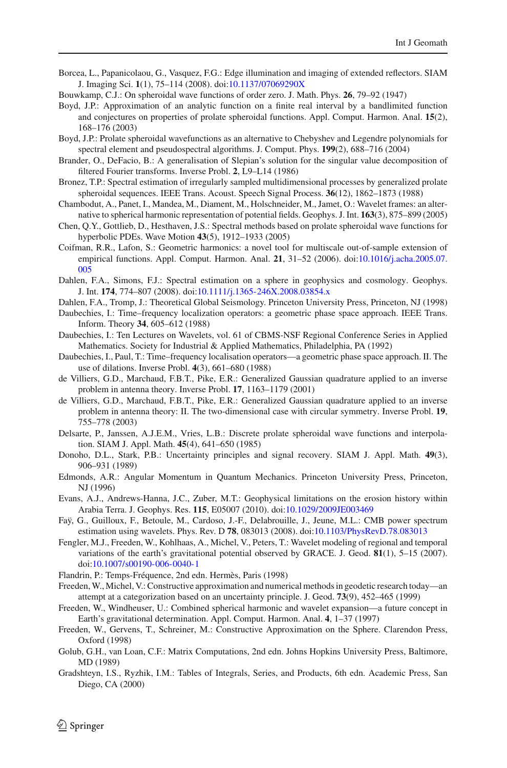Borcea, L., Papanicolaou, G., Vasquez, F.G.: Edge illumination and imaging of extended reflectors. SIAM J. Imaging Sci. **1**(1), 75–114 (2008). doi:10.1137/07069290X

Bouwkamp, C.J.: On spheroidal wave functions of order zero. J. Math. Phys. **26**, 79–92 (1947)

Boyd, J.P.: Approximation of an analytic function on a finite real interval by a bandlimited function and conjectures on properties of prolate spheroidal functions. Appl. Comput. Harmon. Anal. **15**(2), 168–176 (2003)

Boyd, J.P.: Prolate spheroidal wavefunctions as an alternative to Chebyshev and Legendre polynomials for spectral element and pseudospectral algorithms. J. Comput. Phys. **199**(2), 688–716 (2004)

Brander, O., DeFacio, B.: A generalisation of Slepian's solution for the singular value decomposition of filtered Fourier transforms. Inverse Probl. **2**, L9–L14 (1986)

Bronez, T.P.: Spectral estimation of irregularly sampled multidimensional processes by generalized prolate spheroidal sequences. IEEE Trans. Acoust. Speech Signal Process. **36**(12), 1862–1873 (1988)

Chambodut, A., Panet, I., Mandea, M., Diament, M., Holschneider, M., Jamet, O.: Wavelet frames: an alternative to spherical harmonic representation of potential fields. Geophys. J. Int. **163**(3), 875–899 (2005)

Chen, Q.Y., Gottlieb, D., Hesthaven, J.S.: Spectral methods based on prolate spheroidal wave functions for hyperbolic PDEs. Wave Motion **43**(5), 1912–1933 (2005)

Coifman, R.R., Lafon, S.: Geometric harmonics: a novel tool for multiscale out-of-sample extension of empirical functions. Appl. Comput. Harmon. Anal. **21**, 31–52 (2006). doi:10.1016/j.acha.2005.07.005

Dahlen, F.A., Simons, F.J.: Spectral estimation on a sphere in geophysics and cosmology. Geophys. J. Int. **174**, 774–807 (2008). doi:10.1111/j.1365-246X.2008.03854.x

Dahlen, F.A., Tromp, J.: Theoretical Global Seismology. Princeton University Press, Princeton, NJ (1998)

Daubechies, I.: Time–frequency localization operators: a geometric phase space approach. IEEE Trans. Inform. Theory **34**, 605–612 (1988)

Daubechies, I.: Ten Lectures on Wavelets, vol. 61 of CBMS-NSF Regional Conference Series in Applied Mathematics. Society for Industrial & Applied Mathematics, Philadelphia, PA (1992)

Daubechies, I., Paul, T.: Time–frequency localisation operators—a geometric phase space approach. II. The use of dilations. Inverse Probl. **4**(3), 661–680 (1988)

de Villiers, G.D., Marchaud, F.B.T., Pike, E.R.: Generalized Gaussian quadrature applied to an inverse problem in antenna theory. Inverse Probl. **17**, 1163–1179 (2001)

de Villiers, G.D., Marchaud, F.B.T., Pike, E.R.: Generalized Gaussian quadrature applied to an inverse problem in antenna theory: II. The two-dimensional case with circular symmetry. Inverse Probl. **19**, 755–778 (2003)

Delsarte, P., Janssen, A.J.E.M., Vries, L.B.: Discrete prolate spheroidal wave functions and interpolation. SIAM J. Appl. Math. **45**(4), 641–650 (1985)

Donoho, D.L., Stark, P.B.: Uncertainty principles and signal recovery. SIAM J. Appl. Math. **49**(3), 906–931 (1989)

Edmonds, A.R.: Angular Momentum in Quantum Mechanics. Princeton University Press, Princeton, NJ (1996)

Evans, A.J., Andrews-Hanna, J.C., Zuber, M.T.: Geophysical limitations on the erosion history within Arabia Terra. J. Geophys. Res. **115**, E05007 (2010). doi:10.1029/2009JE003469

Faÿ, G., Guilloux, F., Betoule, M., Cardoso, J.-F., Delabrouille, J., Jeune, M.L.: CMB power spectrum estimation using wavelets. Phys. Rev. D **78**, 083013 (2008). doi:10.1103/PhysRevD.78.083013

Fengler, M.J., Freeden, W., Kohlhaas, A., Michel, V., Peters, T.: Wavelet modeling of regional and temporal variations of the earth's gravitational potential observed by GRACE. J. Geod. **81**(1), 5–15 (2007). doi:10.1007/s00190-006-0040-1

Flandrin, P.: Temps-Fréquence, 2nd edn. Hermès, Paris (1998)

Freeden, W., Michel, V.: Constructive approximation and numerical methods in geodetic research today—an attempt at a categorization based on an uncertainty principle. J. Geod. **73**(9), 452–465 (1999)

Freeden, W., Windheuser, U.: Combined spherical harmonic and wavelet expansion—a future concept in Earth's gravitational determination. Appl. Comput. Harmon. Anal. **4**, 1–37 (1997)

Freeden, W., Gervens, T., Schreiner, M.: Constructive Approximation on the Sphere. Clarendon Press, Oxford (1998)

Golub, G.H., van Loan, C.F.: Matrix Computations, 2nd edn. Johns Hopkins University Press, Baltimore, MD (1989)

Gradshteyn, I.S., Ryzhik, I.M.: Tables of Integrals, Series, and Products, 6th edn. Academic Press, San Diego, CA (2000)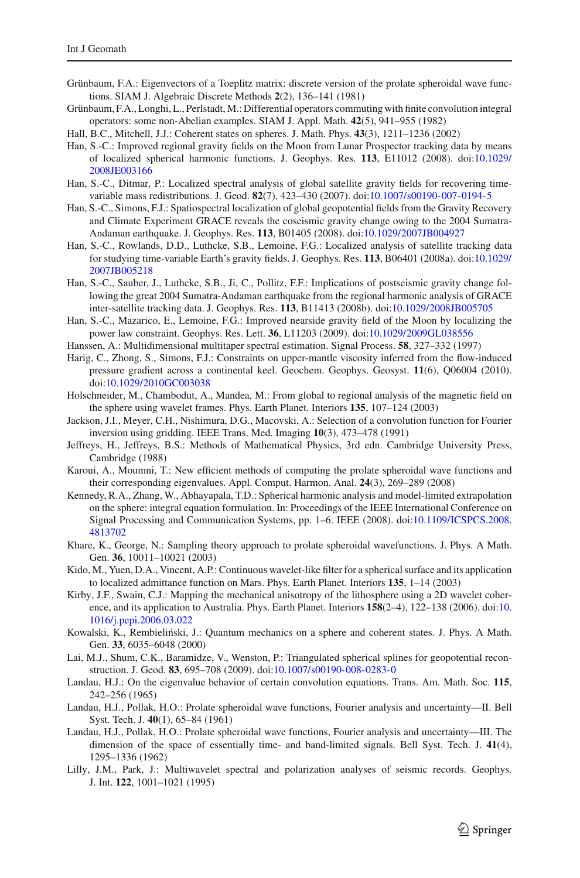Grünbaum, F.A.: Eigenvectors of a Toeplitz matrix: discrete version of the prolate spheroidal wave functions. SIAM J. Algebraic Discrete Methods **2**(2), 136–141 (1981)

Grünbaum, F.A., Longhi, L., Perlstadt, M.: Differential operators commuting with finite convolution integral operators: some non-Abelian examples. SIAM J. Appl. Math. **42**(5), 941–955 (1982)

Hall, B.C., Mitchell, J.J.: Coherent states on spheres. J. Math. Phys. **43**(3), 1211–1236 (2002)

Han, S.-C.: Improved regional gravity fields on the Moon from Lunar Prospector tracking data by means of localized spherical harmonic functions. J. Geophys. Res. **113**, E11012 (2008). doi:10.1029/2008JE003166

Han, S.-C., Ditmar, P.: Localized spectral analysis of global satellite gravity fields for recovering time-variable mass redistributions. J. Geod. **82**(7), 423–430 (2007). doi:10.1007/s00190-007-0194-5

Han, S.-C., Simons, F.J.: Spatiospectral localization of global geopotential fields from the Gravity Recovery and Climate Experiment GRACE reveals the coseismic gravity change owing to the 2004 Sumatra-Andaman earthquake. J. Geophys. Res. **113**, B01405 (2008). doi:10.1029/2007JB004927

Han, S.-C., Rowlands, D.D., Luthcke, S.B., Lemoine, F.G.: Localized analysis of satellite tracking data for studying time-variable Earth's gravity fields. J. Geophys. Res. **113**, B06401 (2008a). doi:10.1029/2007JB005218

Han, S.-C., Sauber, J., Luthcke, S.B., Ji, C., Pollitz, F.F.: Implications of postseismic gravity change following the great 2004 Sumatra-Andaman earthquake from the regional harmonic analysis of GRACE inter-satellite tracking data. J. Geophys. Res. **113**, B11413 (2008b). doi:10.1029/2008JB005705

Han, S.-C., Mazarico, E., Lemoine, F.G.: Improved nearside gravity field of the Moon by localizing the power law constraint. Geophys. Res. Lett. **36**, L11203 (2009). doi:10.1029/2009GL038556

Hanssen, A.: Multidimensional multitaper spectral estimation. Signal Process. **58**, 327–332 (1997)

Harig, C., Zhong, S., Simons, F.J.: Constraints on upper-mantle viscosity inferred from the flow-induced pressure gradient across a continental keel. Geochem. Geophys. Geosyst. **11**(6), Q06004 (2010). doi:10.1029/2010GC003038

Holschneider, M., Chambodut, A., Mandea, M.: From global to regional analysis of the magnetic field on the sphere using wavelet frames. Phys. Earth Planet. Interiors **135**, 107–124 (2003)

Jackson, J.I., Meyer, C.H., Nishimura, D.G., Macovski, A.: Selection of a convolution function for Fourier inversion using gridding. IEEE Trans. Med. Imaging **10**(3), 473–478 (1991)

Jeffreys, H., Jeffreys, B.S.: Methods of Mathematical Physics, 3rd edn. Cambridge University Press, Cambridge (1988)

Karoui, A., Moumni, T.: New efficient methods of computing the prolate spheroidal wave functions and their corresponding eigenvalues. Appl. Comput. Harmon. Anal. **24**(3), 269–289 (2008)

Kennedy, R.A., Zhang, W., Abhayapala, T.D.: Spherical harmonic analysis and model-limited extrapolation on the sphere: integral equation formulation. In: Proceedings of the IEEE International Conference on Signal Processing and Communication Systems, pp. 1–6. IEEE (2008). doi:10.1109/ICSPCS.2008.4813702

Khare, K., George, N.: Sampling theory approach to prolate spheroidal wavefunctions. J. Phys. A Math. Gen. **36**, 10011–10021 (2003)

Kido, M., Yuen, D.A., Vincent, A.P.: Continuous wavelet-like filter for a spherical surface and its application to localized admittance function on Mars. Phys. Earth Planet. Interiors **135**, 1–14 (2003)

Kirby, J.F., Swain, C.J.: Mapping the mechanical anisotropy of the lithosphere using a 2D wavelet coherence, and its application to Australia. Phys. Earth Planet. Interiors **158**(2–4), 122–138 (2006). doi:10.1016/j.pepi.2006.03.022

Kowalski, K., Rembieliński, J.: Quantum mechanics on a sphere and coherent states. J. Phys. A Math. Gen. **33**, 6035–6048 (2000)

Lai, M.J., Shum, C.K., Baramidze, V., Wenston, P.: Triangulated spherical splines for geopotential reconstruction. J. Geod. **83**, 695–708 (2009). doi:10.1007/s00190-008-0283-0

Landau, H.J.: On the eigenvalue behavior of certain convolution equations. Trans. Am. Math. Soc. **115**, 242–256 (1965)

Landau, H.J., Pollak, H.O.: Prolate spheroidal wave functions, Fourier analysis and uncertainty—II. Bell Syst. Tech. J. **40**(1), 65–84 (1961)

Landau, H.J., Pollak, H.O.: Prolate spheroidal wave functions, Fourier analysis and uncertainty—III. The dimension of the space of essentially time- and band-limited signals. Bell Syst. Tech. J. **41**(4), 1295–1336 (1962)

Lilly, J.M., Park, J.: Multiwavelet spectral and polarization analyses of seismic records. Geophys. J. Int. **122**, 1001–1021 (1995)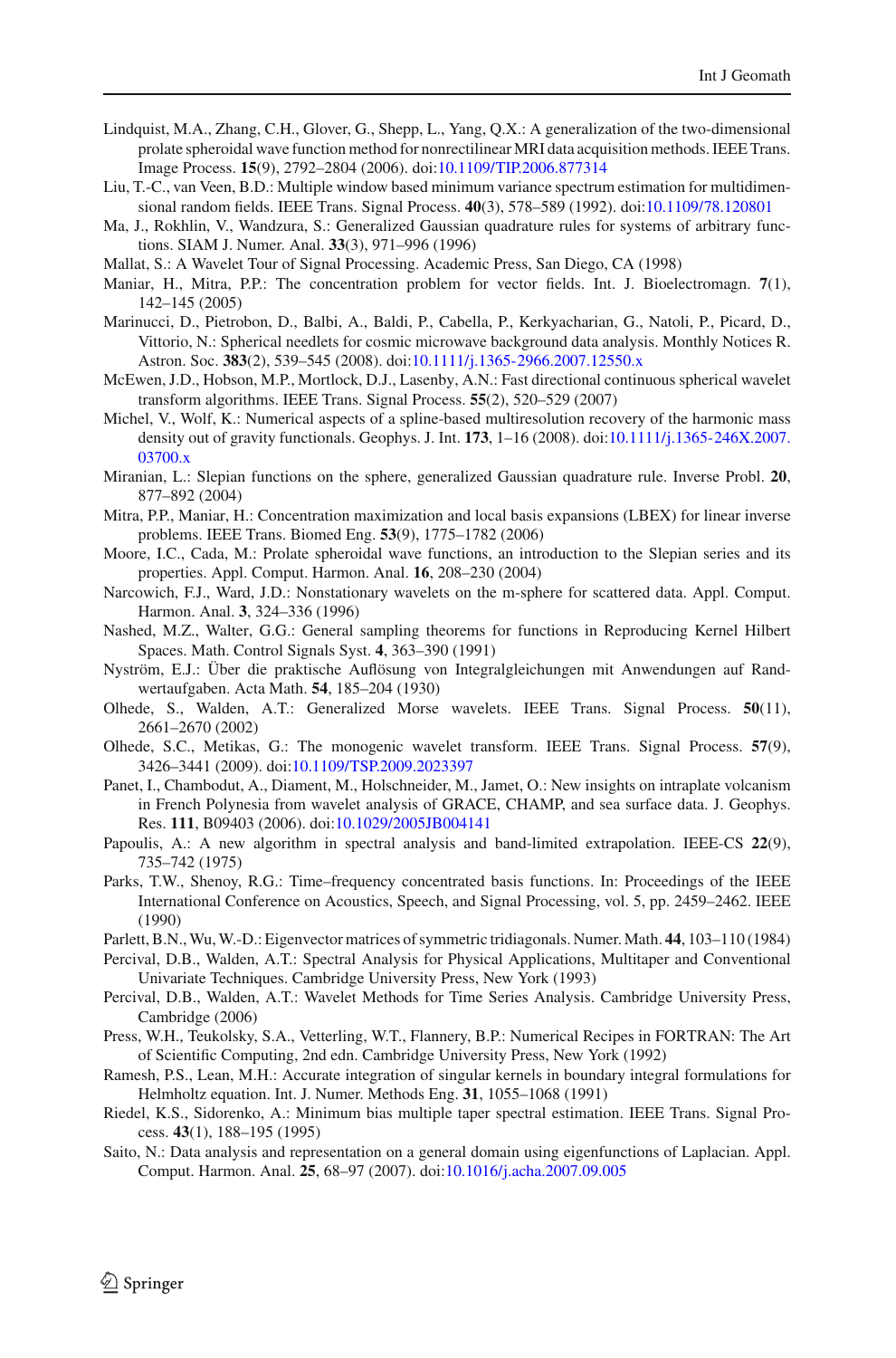Lindquist, M.A., Zhang, C.H., Glover, G., Shepp, L., Yang, Q.X.: A generalization of the two-dimensional prolate spheroidal wave function method for nonrectilinear MRI data acquisition methods. IEEE Trans. Image Process. **15**(9), 2792–2804 (2006). doi:10.1109/TIP.2006.877314

Liu, T.-C., van Veen, B.D.: Multiple window based minimum variance spectrum estimation for multidimensional random fields. IEEE Trans. Signal Process. **40**(3), 578–589 (1992). doi:10.1109/78.120801

Ma, J., Rokhlin, V., Wandzura, S.: Generalized Gaussian quadrature rules for systems of arbitrary functions. SIAM J. Numer. Anal. **33**(3), 971–996 (1996)

Mallat, S.: A Wavelet Tour of Signal Processing. Academic Press, San Diego, CA (1998)

Maniar, H., Mitra, P.P.: The concentration problem for vector fields. Int. J. Bioelectromagn. **7**(1), 142–145 (2005)

Marinucci, D., Pietrobon, D., Balbi, A., Baldi, P., Cabella, P., Kerkyacharian, G., Natoli, P., Picard, D., Vittorio, N.: Spherical needlets for cosmic microwave background data analysis. Monthly Notices R. Astron. Soc. **383**(2), 539–545 (2008). doi:10.1111/j.1365-2966.2007.12550.x

McEwen, J.D., Hobson, M.P., Mortlock, D.J., Lasenby, A.N.: Fast directional continuous spherical wavelet transform algorithms. IEEE Trans. Signal Process. **55**(2), 520–529 (2007)

Michel, V., Wolf, K.: Numerical aspects of a spline-based multiresolution recovery of the harmonic mass density out of gravity functionals. Geophys. J. Int. **173**, 1–16 (2008). doi:10.1111/j.1365-246X.2007.03700.x

Miranian, L.: Slepian functions on the sphere, generalized Gaussian quadrature rule. Inverse Probl. **20**, 877–892 (2004)

Mitra, P.P., Maniar, H.: Concentration maximization and local basis expansions (LBEX) for linear inverse problems. IEEE Trans. Biomed Eng. **53**(9), 1775–1782 (2006)

Moore, I.C., Cada, M.: Prolate spheroidal wave functions, an introduction to the Slepian series and its properties. Appl. Comput. Harmon. Anal. **16**, 208–230 (2004)

Narcowich, F.J., Ward, J.D.: Nonstationary wavelets on the m-sphere for scattered data. Appl. Comput. Harmon. Anal. **3**, 324–336 (1996)

Nashed, M.Z., Walter, G.G.: General sampling theorems for functions in Reproducing Kernel Hilbert Spaces. Math. Control Signals Syst. **4**, 363–390 (1991)

Nyström, E.J.: Über die praktische Auflösung von Integralgleichungen mit Anwendungen auf Randwertaufgaben. Acta Math. **54**, 185–204 (1930)

Olhede, S., Walden, A.T.: Generalized Morse wavelets. IEEE Trans. Signal Process. **50**(11), 2661–2670 (2002)

Olhede, S.C., Metikas, G.: The monogenic wavelet transform. IEEE Trans. Signal Process. **57**(9), 3426–3441 (2009). doi:10.1109/TSP.2009.2023397

Panet, I., Chambodut, A., Diament, M., Holschneider, M., Jamet, O.: New insights on intraplate volcanism in French Polynesia from wavelet analysis of GRACE, CHAMP, and sea surface data. J. Geophys. Res. **111**, B09403 (2006). doi:10.1029/2005JB004141

Papoulis, A.: A new algorithm in spectral analysis and band-limited extrapolation. IEEE-CS **22**(9), 735–742 (1975)

Parks, T.W., Shenoy, R.G.: Time–frequency concentrated basis functions. In: Proceedings of the IEEE International Conference on Acoustics, Speech, and Signal Processing, vol. 5, pp. 2459–2462. IEEE (1990)

Parlett, B.N., Wu, W.-D.: Eigenvector matrices of symmetric tridiagonals. Numer. Math. **44**, 103–110 (1984)

Percival, D.B., Walden, A.T.: Spectral Analysis for Physical Applications, Multitaper and Conventional Univariate Techniques. Cambridge University Press, New York (1993)

Percival, D.B., Walden, A.T.: Wavelet Methods for Time Series Analysis. Cambridge University Press, Cambridge (2006)

Press, W.H., Teukolsky, S.A., Vetterling, W.T., Flannery, B.P.: Numerical Recipes in FORTRAN: The Art of Scientific Computing, 2nd edn. Cambridge University Press, New York (1992)

Ramesh, P.S., Lean, M.H.: Accurate integration of singular kernels in boundary integral formulations for Helmholtz equation. Int. J. Numer. Methods Eng. **31**, 1055–1068 (1991)

Riedel, K.S., Sidorenko, A.: Minimum bias multiple taper spectral estimation. IEEE Trans. Signal Process. **43**(1), 188–195 (1995)

Saito, N.: Data analysis and representation on a general domain using eigenfunctions of Laplacian. Appl. Comput. Harmon. Anal. **25**, 68–97 (2007). doi:10.1016/j.acha.2007.09.005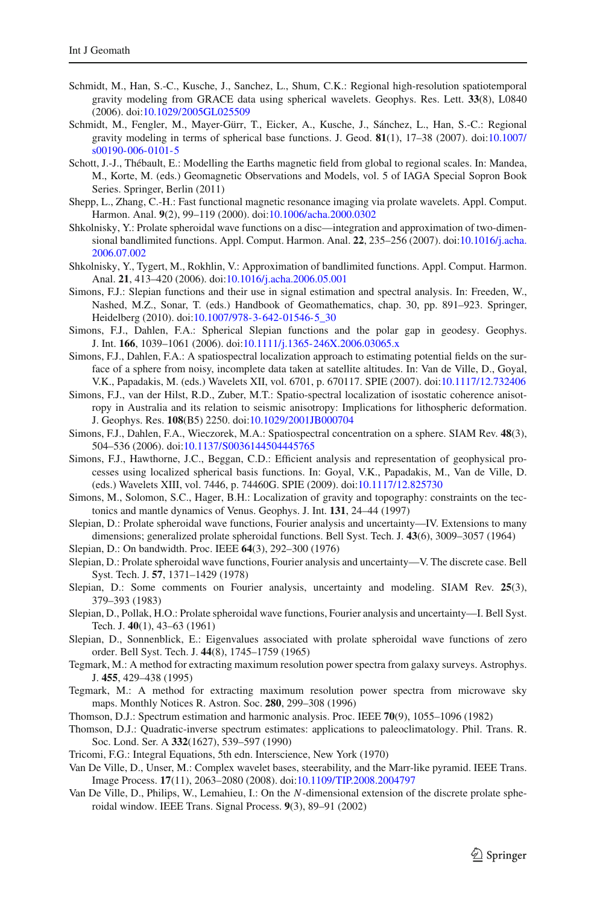Schmidt, M., Han, S.-C., Kusche, J., Sanchez, L., Shum, C.K.: Regional high-resolution spatiotemporal gravity modeling from GRACE data using spherical wavelets. Geophys. Res. Lett. **33**(8), L0840 (2006). doi:10.1029/2005GL025509

Schmidt, M., Fengler, M., Mayer-Gürr, T., Eicker, A., Kusche, J., Sánchez, L., Han, S.-C.: Regional gravity modeling in terms of spherical base functions. J. Geod. **81**(1), 17–38 (2007). doi:10.1007/s00190-006-0101-5

Schott, J.-J., Thébault, E.: Modelling the Earths magnetic field from global to regional scales. In: Mandea, M., Korte, M. (eds.) Geomagnetic Observations and Models, vol. 5 of IAGA Special Sopron Book Series. Springer, Berlin (2011)

Shepp, L., Zhang, C.-H.: Fast functional magnetic resonance imaging via prolate wavelets. Appl. Comput. Harmon. Anal. **9**(2), 99–119 (2000). doi:10.1006/acha.2000.0302

Shkolnisky, Y.: Prolate spheroidal wave functions on a disc—integration and approximation of two-dimensional bandlimited functions. Appl. Comput. Harmon. Anal. **22**, 235–256 (2007). doi:10.1016/j.acha.2006.07.002

Shkolnisky, Y., Tygert, M., Rokhlin, V.: Approximation of bandlimited functions. Appl. Comput. Harmon. Anal. **21**, 413–420 (2006). doi:10.1016/j.acha.2006.05.001

Simons, F.J.: Slepian functions and their use in signal estimation and spectral analysis. In: Freeden, W., Nashed, M.Z., Sonar, T. (eds.) Handbook of Geomathematics, chap. 30, pp. 891–923. Springer, Heidelberg (2010). doi:10.1007/978-3-642-01546-5_30

Simons, F.J., Dahlen, F.A.: Spherical Slepian functions and the polar gap in geodesy. Geophys. J. Int. **166**, 1039–1061 (2006). doi:10.1111/j.1365-246X.2006.03065.x

Simons, F.J., Dahlen, F.A.: A spatiospectral localization approach to estimating potential fields on the surface of a sphere from noisy, incomplete data taken at satellite altitudes. In: Van de Ville, D., Goyal, V.K., Papadakis, M. (eds.) Wavelets XII, vol. 6701, p. 670117. SPIE (2007). doi:10.1117/12.732406

Simons, F.J., van der Hilst, R.D., Zuber, M.T.: Spatio-spectral localization of isostatic coherence anisotropy in Australia and its relation to seismic anisotropy: Implications for lithospheric deformation. J. Geophys. Res. **108**(B5) 2250. doi:10.1029/2001JB000704

Simons, F.J., Dahlen, F.A., Wieczorek, M.A.: Spatiospectral concentration on a sphere. SIAM Rev. **48**(3), 504–536 (2006). doi:10.1137/S0036144504445765

Simons, F.J., Hawthorne, J.C., Beggan, C.D.: Efficient analysis and representation of geophysical processes using localized spherical basis functions. In: Goyal, V.K., Papadakis, M., Van de Ville, D. (eds.) Wavelets XIII, vol. 7446, p. 74460G. SPIE (2009). doi:10.1117/12.825730

Simons, M., Solomon, S.C., Hager, B.H.: Localization of gravity and topography: constraints on the tectonics and mantle dynamics of Venus. Geophys. J. Int. **131**, 24–44 (1997)

Slepian, D.: Prolate spheroidal wave functions, Fourier analysis and uncertainty—IV. Extensions to many dimensions; generalized prolate spheroidal functions. Bell Syst. Tech. J. **43**(6), 3009–3057 (1964)

Slepian, D.: On bandwidth. Proc. IEEE **64**(3), 292–300 (1976)

Slepian, D.: Prolate spheroidal wave functions, Fourier analysis and uncertainty—V. The discrete case. Bell Syst. Tech. J. **57**, 1371–1429 (1978)

Slepian, D.: Some comments on Fourier analysis, uncertainty and modeling. SIAM Rev. **25**(3), 379–393 (1983)

Slepian, D., Pollak, H.O.: Prolate spheroidal wave functions, Fourier analysis and uncertainty—I. Bell Syst. Tech. J. **40**(1), 43–63 (1961)

Slepian, D., Sonnenblick, E.: Eigenvalues associated with prolate spheroidal wave functions of zero order. Bell Syst. Tech. J. **44**(8), 1745–1759 (1965)

Tegmark, M.: A method for extracting maximum resolution power spectra from galaxy surveys. Astrophys. J. **455**, 429–438 (1995)

Tegmark, M.: A method for extracting maximum resolution power spectra from microwave sky maps. Monthly Notices R. Astron. Soc. **280**, 299–308 (1996)

Thomson, D.J.: Spectrum estimation and harmonic analysis. Proc. IEEE **70**(9), 1055–1096 (1982)

Thomson, D.J.: Quadratic-inverse spectrum estimates: applications to paleoclimatology. Phil. Trans. R. Soc. Lond. Ser. A **332**(1627), 539–597 (1990)

Tricomi, F.G.: Integral Equations, 5th edn. Interscience, New York (1970)

Van De Ville, D., Unser, M.: Complex wavelet bases, steerability, and the Marr-like pyramid. IEEE Trans. Image Process. **17**(11), 2063–2080 (2008). doi:10.1109/TIP.2008.2004797

Van De Ville, D., Philips, W., Lemahieu, I.: On the $N$-dimensional extension of the discrete prolate spheroidal window. IEEE Trans. Signal Process. **9**(3), 89–91 (2002)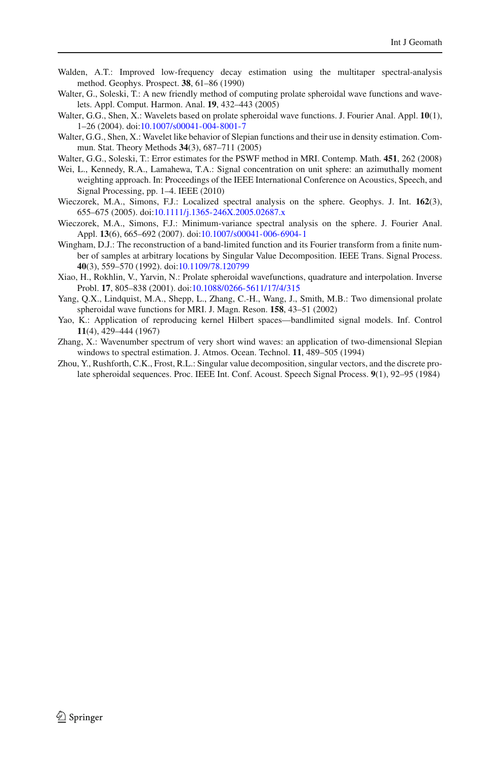Walden, A.T.: Improved low-frequency decay estimation using the multitaper spectral-analysis method. Geophys. Prospect. **38**, 61–86 (1990)

Walter, G., Soleski, T.: A new friendly method of computing prolate spheroidal wave functions and wavelets. Appl. Comput. Harmon. Anal. **19**, 432–443 (2005)

Walter, G.G., Shen, X.: Wavelets based on prolate spheroidal wave functions. J. Fourier Anal. Appl. **10**(1), 1–26 (2004). doi:10.1007/s00041-004-8001-7

Walter, G.G., Shen, X.: Wavelet like behavior of Slepian functions and their use in density estimation. Commun. Stat. Theory Methods **34**(3), 687–711 (2005)

Walter, G.G., Soleski, T.: Error estimates for the PSWF method in MRI. Contemp. Math. **451**, 262 (2008)

Wei, L., Kennedy, R.A., Lamahewa, T.A.: Signal concentration on unit sphere: an azimuthally moment weighting approach. In: Proceedings of the IEEE International Conference on Acoustics, Speech, and Signal Processing, pp. 1–4. IEEE (2010)

Wieczorek, M.A., Simons, F.J.: Localized spectral analysis on the sphere. Geophys. J. Int. **162**(3), 655–675 (2005). doi:10.1111/j.1365-246X.2005.02687.x

Wieczorek, M.A., Simons, F.J.: Minimum-variance spectral analysis on the sphere. J. Fourier Anal. Appl. **13**(6), 665–692 (2007). doi:10.1007/s00041-006-6904-1

Wingham, D.J.: The reconstruction of a band-limited function and its Fourier transform from a finite number of samples at arbitrary locations by Singular Value Decomposition. IEEE Trans. Signal Process. **40**(3), 559–570 (1992). doi:10.1109/78.120799

Xiao, H., Rokhlin, V., Yarvin, N.: Prolate spheroidal wavefunctions, quadrature and interpolation. Inverse Probl. **17**, 805–838 (2001). doi:10.1088/0266-5611/17/4/315

Yang, Q.X., Lindquist, M.A., Shepp, L., Zhang, C.-H., Wang, J., Smith, M.B.: Two dimensional prolate spheroidal wave functions for MRI. J. Magn. Reson. **158**, 43–51 (2002)

Yao, K.: Application of reproducing kernel Hilbert spaces—bandlimited signal models. Inf. Control **11**(4), 429–444 (1967)

Zhang, X.: Wavenumber spectrum of very short wind waves: an application of two-dimensional Slepian windows to spectral estimation. J. Atmos. Ocean. Technol. **11**, 489–505 (1994)

Zhou, Y., Rushforth, C.K., Frost, R.L.: Singular value decomposition, singular vectors, and the discrete prolate spheroidal sequences. Proc. IEEE Int. Conf. Acoust. Speech Signal Process. **9**(1), 92–95 (1984)